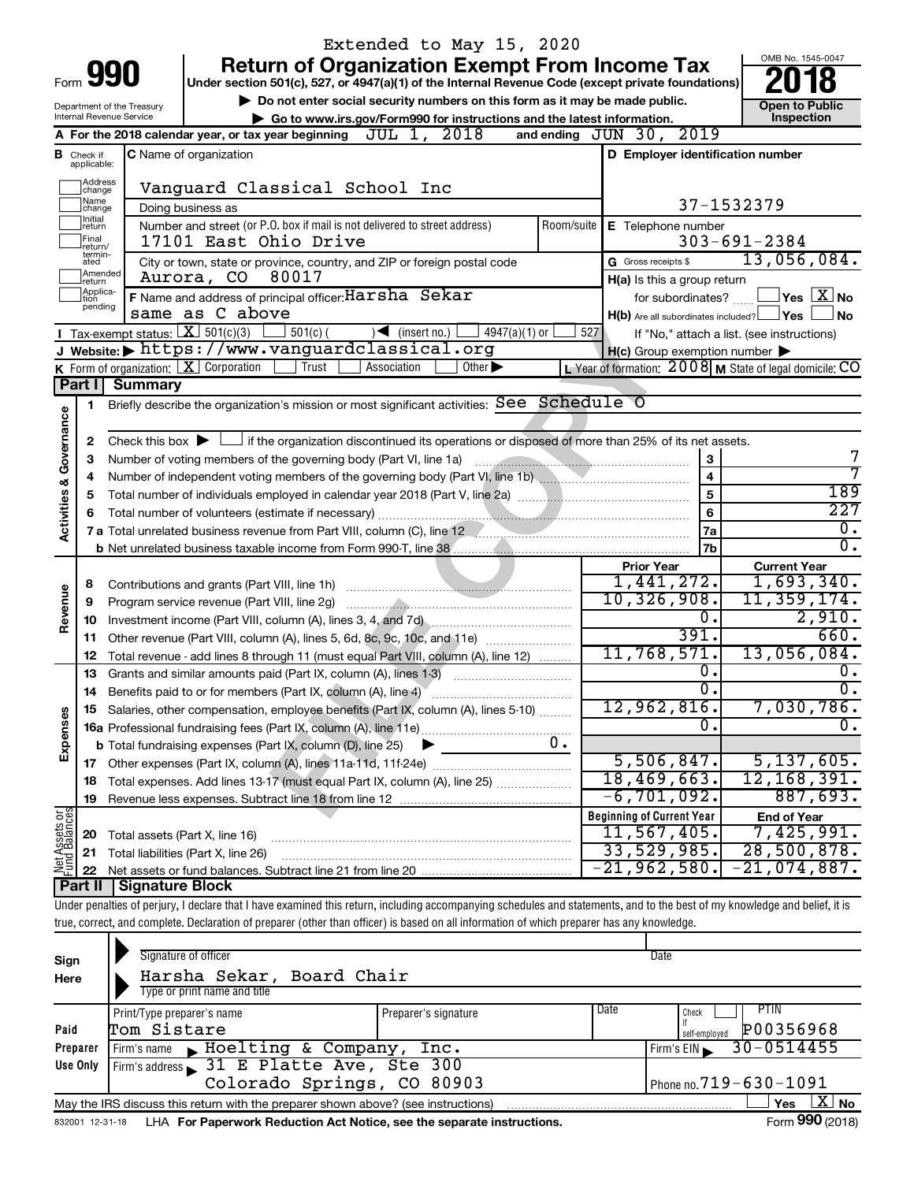Extended to May 15, 2020

# Form 990 — Return of Organization Exempt From Income Tax (2018)

Under section 501(c), 527, or 4947(a)(1) of the Internal Revenue Code (except private foundations)

▶ Do not enter social security numbers on this form as it may be made public.

▶ Go to www.irs.gov/Form990 for instructions and the latest information.

Department of the Treasury
Internal Revenue Service

OMB No. 1545-0047

**Open to Public Inspection**

**A** For the 2018 calendar year, or tax year beginning JUL 1, 2018 and ending JUN 30, 2019

**B** Check if applicable: Address change, Name change, Initial return, Final return/terminated, Amended return, Application pending

**C** Name of organization: Vanguard Classical School Inc

Doing business as

Number and street (or P.O. box if mail is not delivered to street address): 17101 East Ohio Drive — Room/suite

City or town, state or province, country, and ZIP or foreign postal code: Aurora, CO 80017

**D** Employer identification number: 37-1532379

**E** Telephone number: 303-691-2384

**G** Gross receipts $ 13,056,084.

**F** Name and address of principal officer: Harsha Sekar, same as C above

**H(a)** Is this a group return for subordinates? Yes [ ] No [X]

**H(b)** Are all subordinates included? Yes [ ] No [ ] If "No," attach a list. (see instructions)

**H(c)** Group exemption number ▶

**I** Tax-exempt status: [X] 501(c)(3) [ ] 501(c) ( ) ◀ (insert no.) [ ] 4947(a)(1) or [ ] 527

**J** Website: ▶ https://www.vanguardclassical.org

**K** Form of organization: [X] Corporation [ ] Trust [ ] Association [ ] Other ▶

**L** Year of formation: 2008 **M** State of legal domicile: CO

## Part I Summary

**Activities & Governance**

1 Briefly describe the organization's mission or most significant activities: See Schedule O

2 Check this box ▶ [ ] if the organization discontinued its operations or disposed of more than 25% of its net assets.

| | | Line | |
|---|---|---|---|
| 3 | Number of voting members of the governing body (Part VI, line 1a) | 3 | 7 |
| 4 | Number of independent voting members of the governing body (Part VI, line 1b) | 4 | 7 |
| 5 | Total number of individuals employed in calendar year 2018 (Part V, line 2a) | 5 | 189 |
| 6 | Total number of volunteers (estimate if necessary) | 6 | 227 |
| 7a | Total unrelated business revenue from Part VIII, column (C), line 12 | 7a | 0. |
| b | Net unrelated business taxable income from Form 990-T, line 38 | 7b | 0. |

| | | | Prior Year | Current Year |
|---|---|---|---|---|
| **Revenue** | 8 | Contributions and grants (Part VIII, line 1h) | 1,441,272. | 1,693,340. |
| | 9 | Program service revenue (Part VIII, line 2g) | 10,326,908. | 11,359,174. |
| | 10 | Investment income (Part VIII, column (A), lines 3, 4, and 7d) | 0. | 2,910. |
| | 11 | Other revenue (Part VIII, column (A), lines 5, 6d, 8c, 9c, 10c, and 11e) | 391. | 660. |
| | 12 | Total revenue - add lines 8 through 11 (must equal Part VIII, column (A), line 12) | 11,768,571. | 13,056,084. |
| **Expenses** | 13 | Grants and similar amounts paid (Part IX, column (A), lines 1-3) | 0. | 0. |
| | 14 | Benefits paid to or for members (Part IX, column (A), line 4) | 0. | 0. |
| | 15 | Salaries, other compensation, employee benefits (Part IX, column (A), lines 5-10) | 12,962,816. | 7,030,786. |
| | 16a | Professional fundraising fees (Part IX, column (A), line 11e) | 0. | 0. |
| | b | Total fundraising expenses (Part IX, column (D), line 25) ▶ 0. | | |
| | 17 | Other expenses (Part IX, column (A), lines 11a-11d, 11f-24e) | 5,506,847. | 5,137,605. |
| | 18 | Total expenses. Add lines 13-17 (must equal Part IX, column (A), line 25) | 18,469,663. | 12,168,391. |
| | 19 | Revenue less expenses. Subtract line 18 from line 12 | -6,701,092. | 887,693. |

| | | | Beginning of Current Year | End of Year |
|---|---|---|---|---|
| **Net Assets or Fund Balances** | 20 | Total assets (Part X, line 16) | 11,567,405. | 7,425,991. |
| | 21 | Total liabilities (Part X, line 26) | 33,529,985. | 28,500,878. |
| | 22 | Net assets or fund balances. Subtract line 21 from line 20 | -21,962,580. | -21,074,887. |

## Part II Signature Block

Under penalties of perjury, I declare that I have examined this return, including accompanying schedules and statements, and to the best of my knowledge and belief, it is true, correct, and complete. Declaration of preparer (other than officer) is based on all information of which preparer has any knowledge.

**Sign Here**

Signature of officer — Date

Harsha Sekar, Board Chair
Type or print name and title

**Paid Preparer Use Only**

| Print/Type preparer's name | Preparer's signature | Date | Check if self-employed | PTIN |
|---|---|---|---|---|
| Tom Sistare | | | | P00356968 |

Firm's name ▶ Hoelting & Company, Inc. — Firm's EIN ▶ 30-0514455

Firm's address ▶ 31 E Platte Ave, Ste 300, Colorado Springs, CO 80903 — Phone no. 719-630-1091

May the IRS discuss this return with the preparer shown above? (see instructions) Yes [ ] No [X]

832001 12-31-18 LHA For Paperwork Reduction Act Notice, see the separate instructions. Form 990 (2018)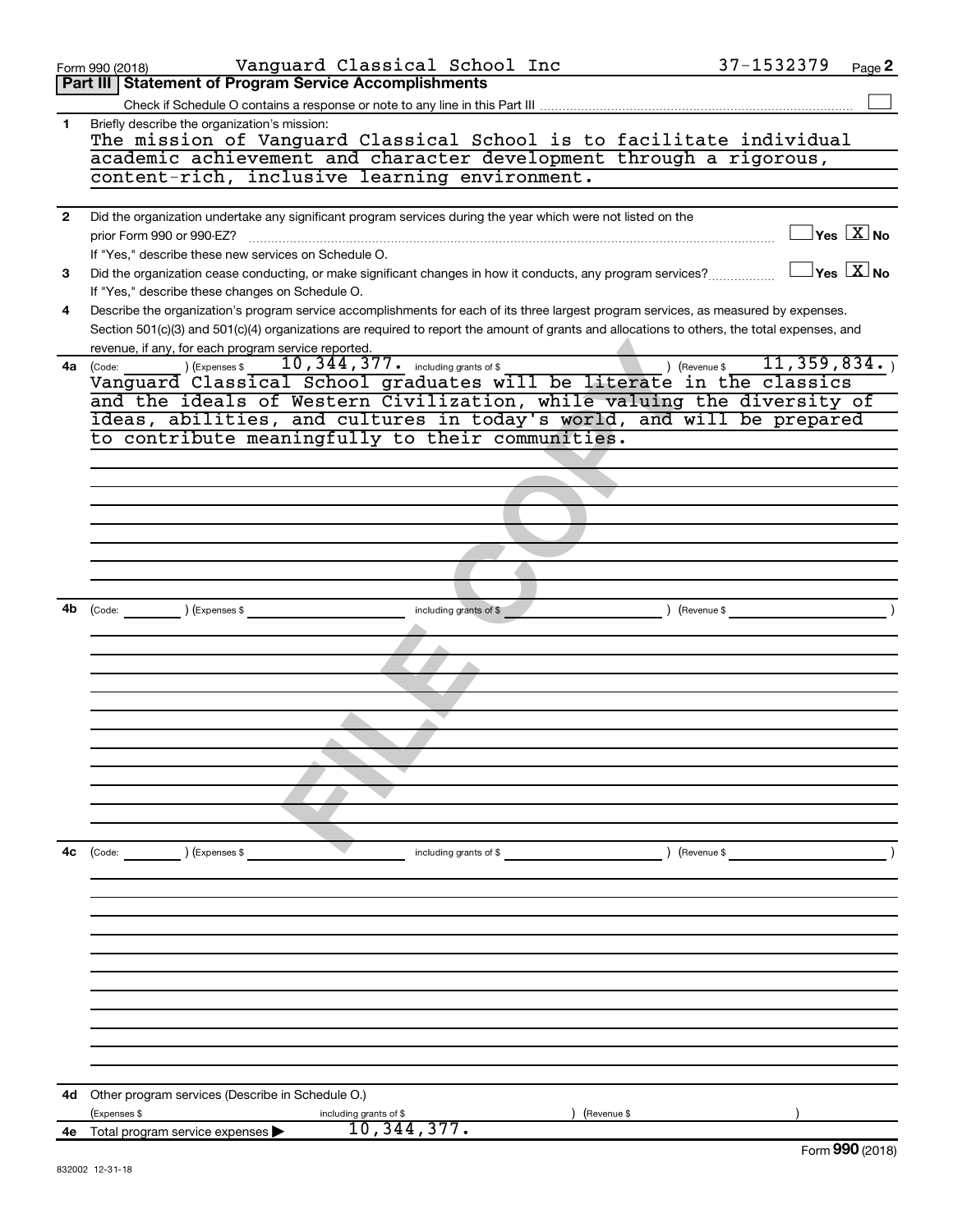Form 990 (2018) Vanguard Classical School Inc 37-1532379 Page **2**

## Part III | Statement of Program Service Accomplishments

Check if Schedule O contains a response or note to any line in this Part III ☐

**1** Briefly describe the organization's mission:

The mission of Vanguard Classical School is to facilitate individual academic achievement and character development through a rigorous, content-rich, inclusive learning environment.

**2** Did the organization undertake any significant program services during the year which were not listed on the prior Form 990 or 990-EZ? ☐ Yes ☒ No

If "Yes," describe these new services on Schedule O.

**3** Did the organization cease conducting, or make significant changes in how it conducts, any program services? ☐ Yes ☒ No

If "Yes," describe these changes on Schedule O.

**4** Describe the organization's program service accomplishments for each of its three largest program services, as measured by expenses. Section 501(c)(3) and 501(c)(4) organizations are required to report the amount of grants and allocations to others, the total expenses, and revenue, if any, for each program service reported.

**4a** (Code: ) (Expenses $ 10,344,377. including grants of $ ) (Revenue $ 11,359,834. )

Vanguard Classical School graduates will be literate in the classics and the ideals of Western Civilization, while valuing the diversity of ideas, abilities, and cultures in today's world, and will be prepared to contribute meaningfully to their communities.

**4b** (Code: ) (Expenses $ including grants of $ ) (Revenue $ )

**4c** (Code: ) (Expenses $ including grants of $ ) (Revenue $ )

**4d** Other program services (Describe in Schedule O.)

(Expenses $ including grants of $ ) (Revenue $ )

**4e** Total program service expenses ▶ 10,344,377.

Form **990** (2018)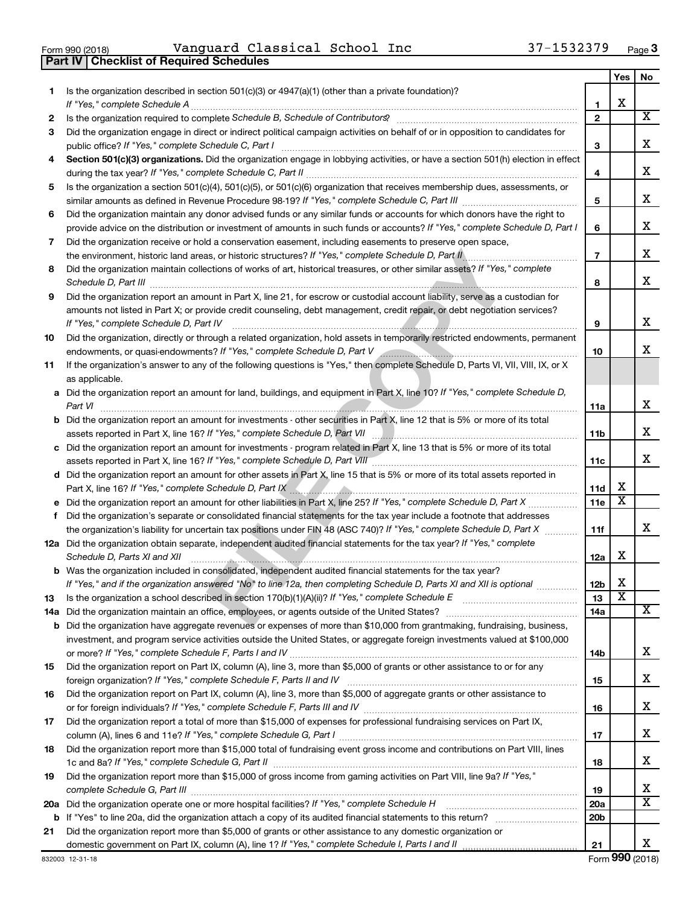Form 990 (2018) Vanguard Classical School Inc 37-1532379 Page 3

## Part IV Checklist of Required Schedules

| | | | Yes | No |
|---|---|---|---|---|
| 1 | Is the organization described in section 501(c)(3) or 4947(a)(1) (other than a private foundation)? *If "Yes," complete Schedule A* | 1 | X | |
| 2 | Is the organization required to complete *Schedule B, Schedule of Contributors*? | 2 | | X |
| 3 | Did the organization engage in direct or indirect political campaign activities on behalf of or in opposition to candidates for public office? *If "Yes," complete Schedule C, Part I* | 3 | | X |
| 4 | **Section 501(c)(3) organizations.** Did the organization engage in lobbying activities, or have a section 501(h) election in effect during the tax year? *If "Yes," complete Schedule C, Part II* | 4 | | X |
| 5 | Is the organization a section 501(c)(4), 501(c)(5), or 501(c)(6) organization that receives membership dues, assessments, or similar amounts as defined in Revenue Procedure 98-19? *If "Yes," complete Schedule C, Part III* | 5 | | X |
| 6 | Did the organization maintain any donor advised funds or any similar funds or accounts for which donors have the right to provide advice on the distribution or investment of amounts in such funds or accounts? *If "Yes," complete Schedule D, Part I* | 6 | | X |
| 7 | Did the organization receive or hold a conservation easement, including easements to preserve open space, the environment, historic land areas, or historic structures? *If "Yes," complete Schedule D, Part II* | 7 | | X |
| 8 | Did the organization maintain collections of works of art, historical treasures, or other similar assets? *If "Yes," complete Schedule D, Part III* | 8 | | X |
| 9 | Did the organization report an amount in Part X, line 21, for escrow or custodial account liability, serve as a custodian for amounts not listed in Part X; or provide credit counseling, debt management, credit repair, or debt negotiation services? *If "Yes," complete Schedule D, Part IV* | 9 | | X |
| 10 | Did the organization, directly or through a related organization, hold assets in temporarily restricted endowments, permanent endowments, or quasi-endowments? *If "Yes," complete Schedule D, Part V* | 10 | | X |
| 11 | If the organization's answer to any of the following questions is "Yes," then complete Schedule D, Parts VI, VII, VIII, IX, or X as applicable. | | | |
| a | Did the organization report an amount for land, buildings, and equipment in Part X, line 10? *If "Yes," complete Schedule D, Part VI* | 11a | | X |
| b | Did the organization report an amount for investments - other securities in Part X, line 12 that is 5% or more of its total assets reported in Part X, line 16? *If "Yes," complete Schedule D, Part VII* | 11b | | X |
| c | Did the organization report an amount for investments - program related in Part X, line 13 that is 5% or more of its total assets reported in Part X, line 16? *If "Yes," complete Schedule D, Part VIII* | 11c | | X |
| d | Did the organization report an amount for other assets in Part X, line 15 that is 5% or more of its total assets reported in Part X, line 16? *If "Yes," complete Schedule D, Part IX* | 11d | X | |
| e | Did the organization report an amount for other liabilities in Part X, line 25? *If "Yes," complete Schedule D, Part X* | 11e | X | |
| f | Did the organization's separate or consolidated financial statements for the tax year include a footnote that addresses the organization's liability for uncertain tax positions under FIN 48 (ASC 740)? *If "Yes," complete Schedule D, Part X* | 11f | | X |
| 12a | Did the organization obtain separate, independent audited financial statements for the tax year? *If "Yes," complete Schedule D, Parts XI and XII* | 12a | X | |
| b | Was the organization included in consolidated, independent audited financial statements for the tax year? *If "Yes," and if the organization answered "No" to line 12a, then completing Schedule D, Parts XI and XII is optional* | 12b | X | |
| 13 | Is the organization a school described in section 170(b)(1)(A)(ii)? *If "Yes," complete Schedule E* | 13 | X | |
| 14a | Did the organization maintain an office, employees, or agents outside of the United States? | 14a | | X |
| b | Did the organization have aggregate revenues or expenses of more than $10,000 from grantmaking, fundraising, business, investment, and program service activities outside the United States, or aggregate foreign investments valued at $100,000 or more? *If "Yes," complete Schedule F, Parts I and IV* | 14b | | X |
| 15 | Did the organization report on Part IX, column (A), line 3, more than $5,000 of grants or other assistance to or for any foreign organization? *If "Yes," complete Schedule F, Parts II and IV* | 15 | | X |
| 16 | Did the organization report on Part IX, column (A), line 3, more than $5,000 of aggregate grants or other assistance to or for foreign individuals? *If "Yes," complete Schedule F, Parts III and IV* | 16 | | X |
| 17 | Did the organization report a total of more than $15,000 of expenses for professional fundraising services on Part IX, column (A), lines 6 and 11e? *If "Yes," complete Schedule G, Part I* | 17 | | X |
| 18 | Did the organization report more than $15,000 total of fundraising event gross income and contributions on Part VIII, lines 1c and 8a? *If "Yes," complete Schedule G, Part II* | 18 | | X |
| 19 | Did the organization report more than $15,000 of gross income from gaming activities on Part VIII, line 9a? *If "Yes," complete Schedule G, Part III* | 19 | | X |
| 20a | Did the organization operate one or more hospital facilities? *If "Yes," complete Schedule H* | 20a | | X |
| b | If "Yes" to line 20a, did the organization attach a copy of its audited financial statements to this return? | 20b | | |
| 21 | Did the organization report more than $5,000 of grants or other assistance to any domestic organization or domestic government on Part IX, column (A), line 1? *If "Yes," complete Schedule I, Parts I and II* | 21 | | X |

832003 12-31-18 Form **990** (2018)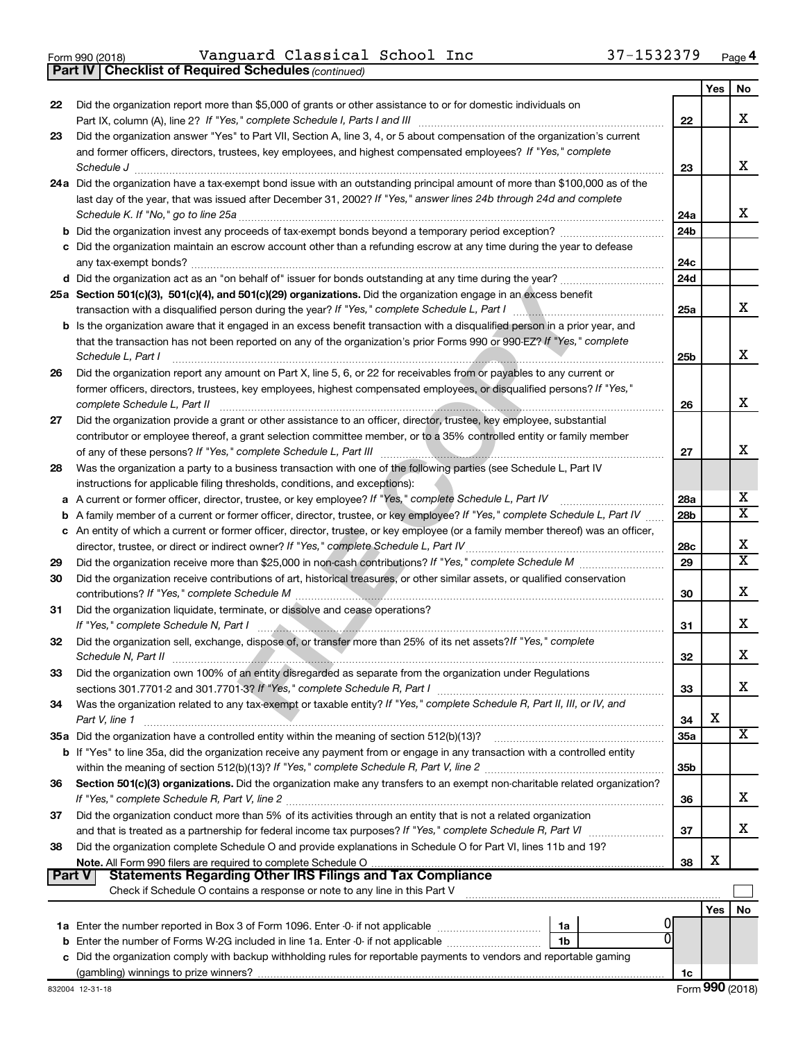Form 990 (2018) Vanguard Classical School Inc 37-1532379 Page 4

**Part IV | Checklist of Required Schedules** *(continued)*

| | | | Yes | No |
|---|---|---|---|---|
| 22 | Did the organization report more than $5,000 of grants or other assistance to or for domestic individuals on Part IX, column (A), line 2? *If "Yes," complete Schedule I, Parts I and III* | 22 | | X |
| 23 | Did the organization answer "Yes" to Part VII, Section A, line 3, 4, or 5 about compensation of the organization's current and former officers, directors, trustees, key employees, and highest compensated employees? *If "Yes," complete Schedule J* | 23 | | X |
| 24a | Did the organization have a tax-exempt bond issue with an outstanding principal amount of more than $100,000 as of the last day of the year, that was issued after December 31, 2002? *If "Yes," answer lines 24b through 24d and complete Schedule K. If "No," go to line 25a* | 24a | | X |
| b | Did the organization invest any proceeds of tax-exempt bonds beyond a temporary period exception? | 24b | | |
| c | Did the organization maintain an escrow account other than a refunding escrow at any time during the year to defease any tax-exempt bonds? | 24c | | |
| d | Did the organization act as an "on behalf of" issuer for bonds outstanding at any time during the year? | 24d | | |
| 25a | **Section 501(c)(3), 501(c)(4), and 501(c)(29) organizations.** Did the organization engage in an excess benefit transaction with a disqualified person during the year? *If "Yes," complete Schedule L, Part I* | 25a | | X |
| b | Is the organization aware that it engaged in an excess benefit transaction with a disqualified person in a prior year, and that the transaction has not been reported on any of the organization's prior Forms 990 or 990-EZ? *If "Yes," complete Schedule L, Part I* | 25b | | X |
| 26 | Did the organization report any amount on Part X, line 5, 6, or 22 for receivables from or payables to any current or former officers, directors, trustees, key employees, highest compensated employees, or disqualified persons? *If "Yes," complete Schedule L, Part II* | 26 | | X |
| 27 | Did the organization provide a grant or other assistance to an officer, director, trustee, key employee, substantial contributor or employee thereof, a grant selection committee member, or to a 35% controlled entity or family member of any of these persons? *If "Yes," complete Schedule L, Part III* | 27 | | X |
| 28 | Was the organization a party to a business transaction with one of the following parties (see Schedule L, Part IV instructions for applicable filing thresholds, conditions, and exceptions): | | | |
| a | A current or former officer, director, trustee, or key employee? *If "Yes," complete Schedule L, Part IV* | 28a | | X |
| b | A family member of a current or former officer, director, trustee, or key employee? *If "Yes," complete Schedule L, Part IV* | 28b | | X |
| c | An entity of which a current or former officer, director, trustee, or key employee (or a family member thereof) was an officer, director, trustee, or direct or indirect owner? *If "Yes," complete Schedule L, Part IV* | 28c | | X |
| 29 | Did the organization receive more than $25,000 in non-cash contributions? *If "Yes," complete Schedule M* | 29 | | X |
| 30 | Did the organization receive contributions of art, historical treasures, or other similar assets, or qualified conservation contributions? *If "Yes," complete Schedule M* | 30 | | X |
| 31 | Did the organization liquidate, terminate, or dissolve and cease operations? *If "Yes," complete Schedule N, Part I* | 31 | | X |
| 32 | Did the organization sell, exchange, dispose of, or transfer more than 25% of its net assets? *If "Yes," complete Schedule N, Part II* | 32 | | X |
| 33 | Did the organization own 100% of an entity disregarded as separate from the organization under Regulations sections 301.7701-2 and 301.7701-3? *If "Yes," complete Schedule R, Part I* | 33 | | X |
| 34 | Was the organization related to any tax-exempt or taxable entity? *If "Yes," complete Schedule R, Part II, III, or IV, and Part V, line 1* | 34 | X | |
| 35a | Did the organization have a controlled entity within the meaning of section 512(b)(13)? | 35a | | X |
| b | If "Yes" to line 35a, did the organization receive any payment from or engage in any transaction with a controlled entity within the meaning of section 512(b)(13)? *If "Yes," complete Schedule R, Part V, line 2* | 35b | | |
| 36 | **Section 501(c)(3) organizations.** Did the organization make any transfers to an exempt non-charitable related organization? *If "Yes," complete Schedule R, Part V, line 2* | 36 | | X |
| 37 | Did the organization conduct more than 5% of its activities through an entity that is not a related organization and that is treated as a partnership for federal income tax purposes? *If "Yes," complete Schedule R, Part VI* | 37 | | X |
| 38 | Did the organization complete Schedule O and provide explanations in Schedule O for Part VI, lines 11b and 19? **Note.** All Form 990 filers are required to complete Schedule O | 38 | X | |

**Part V | Statements Regarding Other IRS Filings and Tax Compliance**

Check if Schedule O contains a response or note to any line in this Part V ☐

| | | | | | Yes | No |
|---|---|---|---|---|---|---|
| 1a | Enter the number reported in Box 3 of Form 1096. Enter -0- if not applicable | 1a | 0 | | | |
| b | Enter the number of Forms W-2G included in line 1a. Enter -0- if not applicable | 1b | 0 | | | |
| c | Did the organization comply with backup withholding rules for reportable payments to vendors and reportable gaming (gambling) winnings to prize winners? | | | 1c | | |

832004 12-31-18 Form **990** (2018)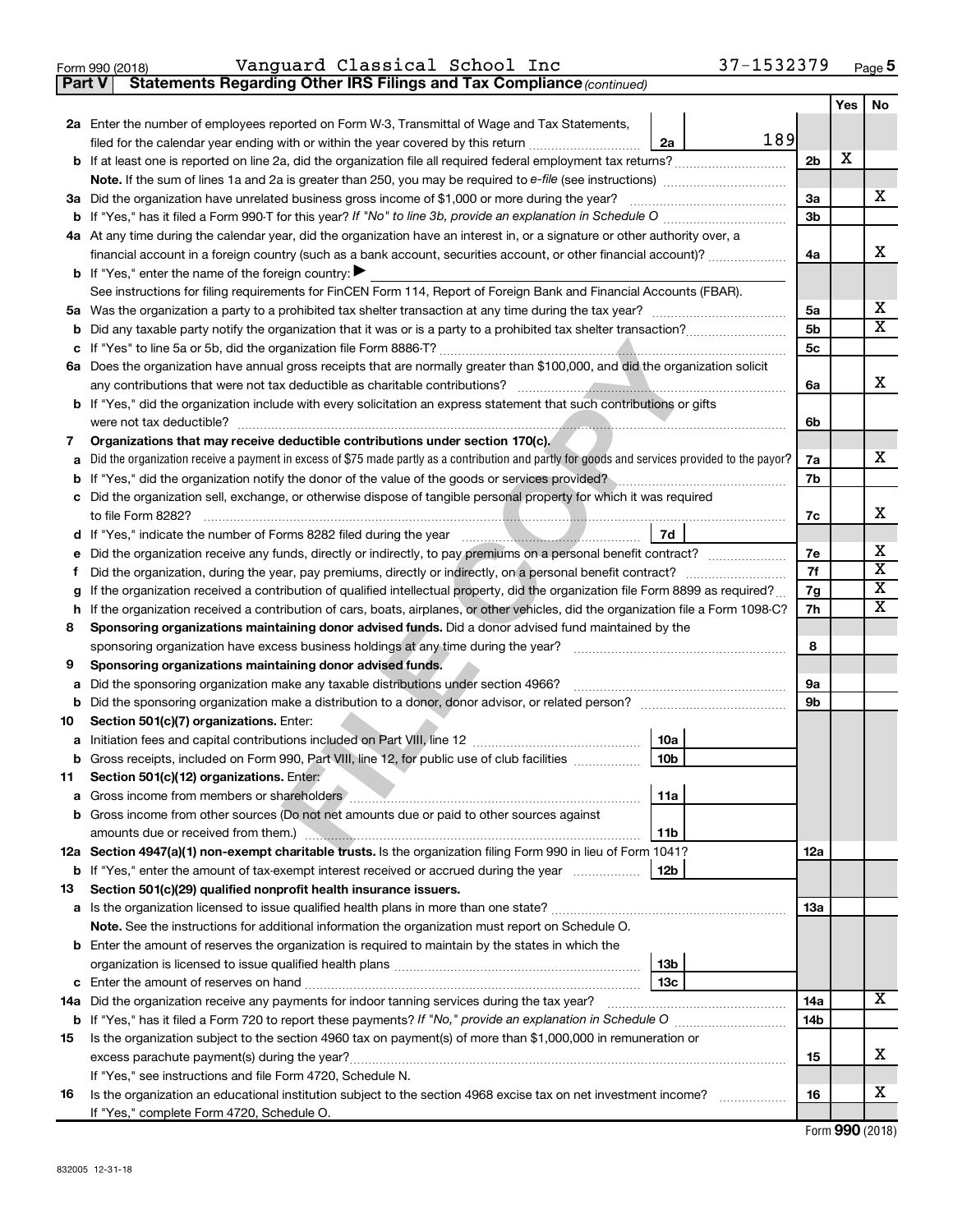Form 990 (2018) Vanguard Classical School Inc 37-1532379 Page 5

**Part V Statements Regarding Other IRS Filings and Tax Compliance** *(continued)*

| | | | | | Yes | No |
|---|---|---|---|---|---|---|
| **2a** | Enter the number of employees reported on Form W-3, Transmittal of Wage and Tax Statements, filed for the calendar year ending with or within the year covered by this return | 2a | 189 | | | |
| **b** | If at least one is reported on line 2a, did the organization file all required federal employment tax returns? | | | 2b | X | |
| | **Note.** If the sum of lines 1a and 2a is greater than 250, you may be required to *e-file* (see instructions) | | | | | |
| **3a** | Did the organization have unrelated business gross income of $1,000 or more during the year? | | | 3a | | X |
| **b** | If "Yes," has it filed a Form 990-T for this year? *If "No" to line 3b, provide an explanation in Schedule O* | | | 3b | | |
| **4a** | At any time during the calendar year, did the organization have an interest in, or a signature or other authority over, a financial account in a foreign country (such as a bank account, securities account, or other financial account)? | | | 4a | | X |
| **b** | If "Yes," enter the name of the foreign country: ▶ | | | | | |
| | See instructions for filing requirements for FinCEN Form 114, Report of Foreign Bank and Financial Accounts (FBAR). | | | | | |
| **5a** | Was the organization a party to a prohibited tax shelter transaction at any time during the tax year? | | | 5a | | X |
| **b** | Did any taxable party notify the organization that it was or is a party to a prohibited tax shelter transaction? | | | 5b | | X |
| **c** | If "Yes" to line 5a or 5b, did the organization file Form 8886-T? | | | 5c | | |
| **6a** | Does the organization have annual gross receipts that are normally greater than $100,000, and did the organization solicit any contributions that were not tax deductible as charitable contributions? | | | 6a | | X |
| **b** | If "Yes," did the organization include with every solicitation an express statement that such contributions or gifts were not tax deductible? | | | 6b | | |
| **7** | **Organizations that may receive deductible contributions under section 170(c).** | | | | | |
| **a** | Did the organization receive a payment in excess of $75 made partly as a contribution and partly for goods and services provided to the payor? | | | 7a | | X |
| **b** | If "Yes," did the organization notify the donor of the value of the goods or services provided? | | | 7b | | |
| **c** | Did the organization sell, exchange, or otherwise dispose of tangible personal property for which it was required to file Form 8282? | | | 7c | | X |
| **d** | If "Yes," indicate the number of Forms 8282 filed during the year | 7d | | | | |
| **e** | Did the organization receive any funds, directly or indirectly, to pay premiums on a personal benefit contract? | | | 7e | | X |
| **f** | Did the organization, during the year, pay premiums, directly or indirectly, on a personal benefit contract? | | | 7f | | X |
| **g** | If the organization received a contribution of qualified intellectual property, did the organization file Form 8899 as required? | | | 7g | | X |
| **h** | If the organization received a contribution of cars, boats, airplanes, or other vehicles, did the organization file a Form 1098-C? | | | 7h | | X |
| **8** | **Sponsoring organizations maintaining donor advised funds.** Did a donor advised fund maintained by the sponsoring organization have excess business holdings at any time during the year? | | | 8 | | |
| **9** | **Sponsoring organizations maintaining donor advised funds.** | | | | | |
| **a** | Did the sponsoring organization make any taxable distributions under section 4966? | | | 9a | | |
| **b** | Did the sponsoring organization make a distribution to a donor, donor advisor, or related person? | | | 9b | | |
| **10** | **Section 501(c)(7) organizations.** Enter: | | | | | |
| **a** | Initiation fees and capital contributions included on Part VIII, line 12 | 10a | | | | |
| **b** | Gross receipts, included on Form 990, Part VIII, line 12, for public use of club facilities | 10b | | | | |
| **11** | **Section 501(c)(12) organizations.** Enter: | | | | | |
| **a** | Gross income from members or shareholders | 11a | | | | |
| **b** | Gross income from other sources (Do not net amounts due or paid to other sources against amounts due or received from them.) | 11b | | | | |
| **12a** | **Section 4947(a)(1) non-exempt charitable trusts.** Is the organization filing Form 990 in lieu of Form 1041? | | | 12a | | |
| **b** | If "Yes," enter the amount of tax-exempt interest received or accrued during the year | 12b | | | | |
| **13** | **Section 501(c)(29) qualified nonprofit health insurance issuers.** | | | | | |
| **a** | Is the organization licensed to issue qualified health plans in more than one state? | | | 13a | | |
| | **Note.** See the instructions for additional information the organization must report on Schedule O. | | | | | |
| **b** | Enter the amount of reserves the organization is required to maintain by the states in which the organization is licensed to issue qualified health plans | 13b | | | | |
| **c** | Enter the amount of reserves on hand | 13c | | | | |
| **14a** | Did the organization receive any payments for indoor tanning services during the tax year? | | | 14a | | X |
| **b** | If "Yes," has it filed a Form 720 to report these payments? *If "No," provide an explanation in Schedule O* | | | 14b | | |
| **15** | Is the organization subject to the section 4960 tax on payment(s) of more than $1,000,000 in remuneration or excess parachute payment(s) during the year? | | | 15 | | X |
| | If "Yes," see instructions and file Form 4720, Schedule N. | | | | | |
| **16** | Is the organization an educational institution subject to the section 4968 excise tax on net investment income? | | | 16 | | X |
| | If "Yes," complete Form 4720, Schedule O. | | | | | |

Form **990** (2018)

832005 12-31-18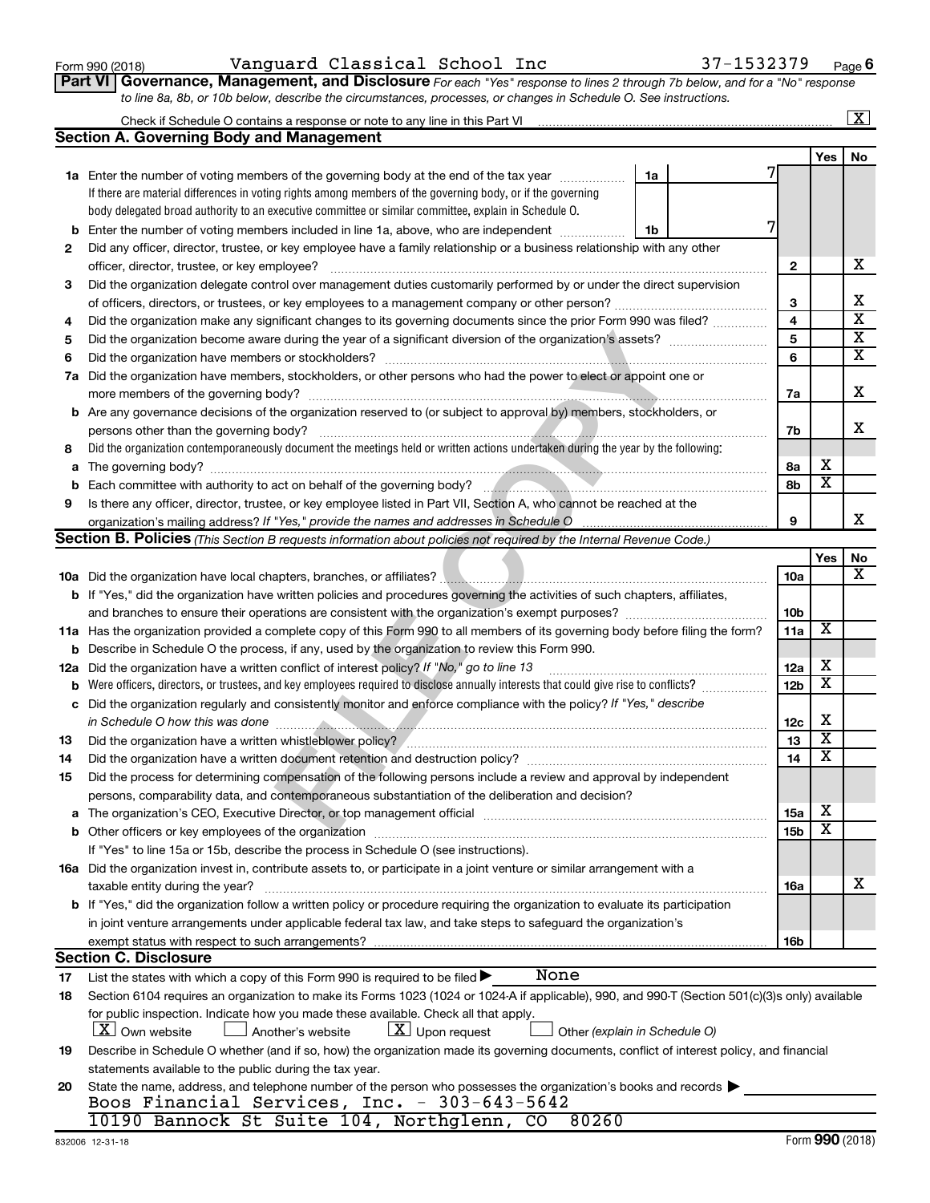Form 990 (2018) Vanguard Classical School Inc 37-1532379

**Part VI Governance, Management, and Disclosure** *For each "Yes" response to lines 2 through 7b below, and for a "No" response to line 8a, 8b, or 10b below, describe the circumstances, processes, or changes in Schedule O. See instructions.*

Check if Schedule O contains a response or note to any line in this Part VI [X]

## Section A. Governing Body and Management

| | | | | Yes | No |
|---|---|---|---|---|---|
| 1a | Enter the number of voting members of the governing body at the end of the tax year. If there are material differences in voting rights among members of the governing body, or if the governing body delegated broad authority to an executive committee or similar committee, explain in Schedule O. | 1a: 7 | | | |
| b | Enter the number of voting members included in line 1a, above, who are independent | 1b: 7 | | | |
| 2 | Did any officer, director, trustee, or key employee have a family relationship or a business relationship with any other officer, director, trustee, or key employee? | | 2 | | X |
| 3 | Did the organization delegate control over management duties customarily performed by or under the direct supervision of officers, directors, or trustees, or key employees to a management company or other person? | | 3 | | X |
| 4 | Did the organization make any significant changes to its governing documents since the prior Form 990 was filed? | | 4 | | X |
| 5 | Did the organization become aware during the year of a significant diversion of the organization's assets? | | 5 | | X |
| 6 | Did the organization have members or stockholders? | | 6 | | X |
| 7a | Did the organization have members, stockholders, or other persons who had the power to elect or appoint one or more members of the governing body? | | 7a | | X |
| b | Are any governance decisions of the organization reserved to (or subject to approval by) members, stockholders, or persons other than the governing body? | | 7b | | X |
| 8 | Did the organization contemporaneously document the meetings held or written actions undertaken during the year by the following: | | | | |
| a | The governing body? | | 8a | X | |
| b | Each committee with authority to act on behalf of the governing body? | | 8b | X | |
| 9 | Is there any officer, director, trustee, or key employee listed in Part VII, Section A, who cannot be reached at the organization's mailing address? *If "Yes," provide the names and addresses in Schedule O* | | 9 | | X |

## Section B. Policies *(This Section B requests information about policies not required by the Internal Revenue Code.)*

| | | | Yes | No |
|---|---|---|---|---|
| 10a | Did the organization have local chapters, branches, or affiliates? | 10a | | X |
| b | If "Yes," did the organization have written policies and procedures governing the activities of such chapters, affiliates, and branches to ensure their operations are consistent with the organization's exempt purposes? | 10b | | |
| 11a | Has the organization provided a complete copy of this Form 990 to all members of its governing body before filing the form? | 11a | X | |
| b | Describe in Schedule O the process, if any, used by the organization to review this Form 990. | | | |
| 12a | Did the organization have a written conflict of interest policy? *If "No," go to line 13* | 12a | X | |
| b | Were officers, directors, or trustees, and key employees required to disclose annually interests that could give rise to conflicts? | 12b | X | |
| c | Did the organization regularly and consistently monitor and enforce compliance with the policy? *If "Yes," describe in Schedule O how this was done* | 12c | X | |
| 13 | Did the organization have a written whistleblower policy? | 13 | X | |
| 14 | Did the organization have a written document retention and destruction policy? | 14 | X | |
| 15 | Did the process for determining compensation of the following persons include a review and approval by independent persons, comparability data, and contemporaneous substantiation of the deliberation and decision? | | | |
| a | The organization's CEO, Executive Director, or top management official | 15a | X | |
| b | Other officers or key employees of the organization | 15b | X | |
| | If "Yes" to line 15a or 15b, describe the process in Schedule O (see instructions). | | | |
| 16a | Did the organization invest in, contribute assets to, or participate in a joint venture or similar arrangement with a taxable entity during the year? | 16a | | X |
| b | If "Yes," did the organization follow a written policy or procedure requiring the organization to evaluate its participation in joint venture arrangements under applicable federal tax law, and take steps to safeguard the organization's exempt status with respect to such arrangements? | 16b | | |

## Section C. Disclosure

17 List the states with which a copy of this Form 990 is required to be filed ▶ None

18 Section 6104 requires an organization to make its Forms 1023 (1024 or 1024-A if applicable), 990, and 990-T (Section 501(c)(3)s only) available for public inspection. Indicate how you made these available. Check all that apply.

[X] Own website [ ] Another's website [X] Upon request [ ] Other *(explain in Schedule O)*

19 Describe in Schedule O whether (and if so, how) the organization made its governing documents, conflict of interest policy, and financial statements available to the public during the tax year.

20 State the name, address, and telephone number of the person who possesses the organization's books and records ▶

Boos Financial Services, Inc. - 303-643-5642
10190 Bannock St Suite 104, Northglenn, CO 80260

832006 12-31-18 Form **990** (2018)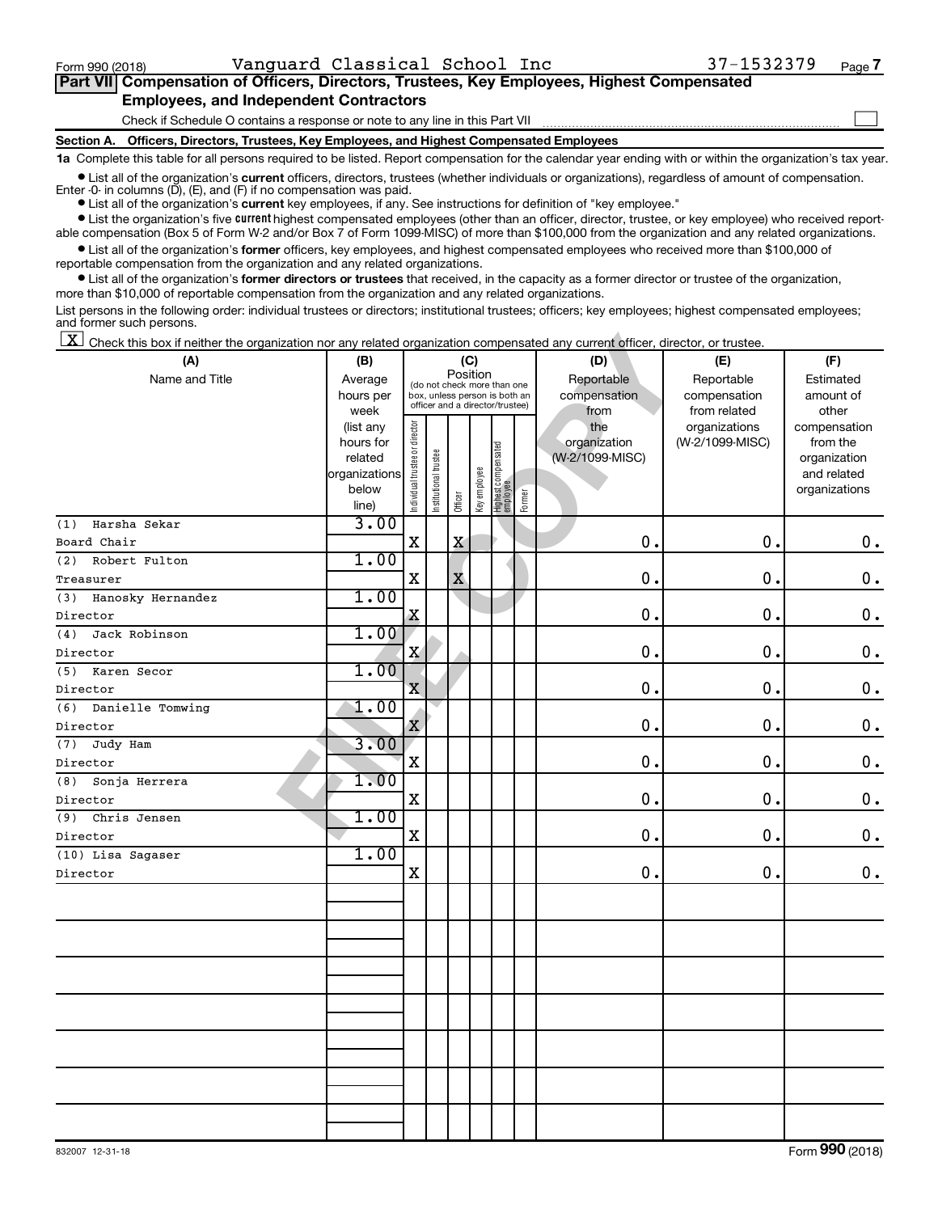Form 990 (2018) Vanguard Classical School Inc 37-1532379 Page 7

**Part VII Compensation of Officers, Directors, Trustees, Key Employees, Highest Compensated Employees, and Independent Contractors**

Check if Schedule O contains a response or note to any line in this Part VII ☐

**Section A. Officers, Directors, Trustees, Key Employees, and Highest Compensated Employees**

**1a** Complete this table for all persons required to be listed. Report compensation for the calendar year ending with or within the organization's tax year.

- List all of the organization's **current** officers, directors, trustees (whether individuals or organizations), regardless of amount of compensation. Enter -0- in columns (D), (E), and (F) if no compensation was paid.
- List all of the organization's **current** key employees, if any. See instructions for definition of "key employee."
- List the organization's five **current** highest compensated employees (other than an officer, director, trustee, or key employee) who received reportable compensation (Box 5 of Form W-2 and/or Box 7 of Form 1099-MISC) of more than $100,000 from the organization and any related organizations.
- List all of the organization's **former** officers, key employees, and highest compensated employees who received more than $100,000 of reportable compensation from the organization and any related organizations.
- List all of the organization's **former directors or trustees** that received, in the capacity as a former director or trustee of the organization, more than $10,000 of reportable compensation from the organization and any related organizations.

List persons in the following order: individual trustees or directors; institutional trustees; officers; key employees; highest compensated employees; and former such persons.

☒ Check this box if neither the organization nor any related organization compensated any current officer, director, or trustee.

| (A) Name and Title | (B) Average hours per week (list any hours for related organizations below line) | (C) Position: Individual trustee or director | Institutional trustee | Officer | Key employee | Highest compensated employee | Former | (D) Reportable compensation from the organization (W-2/1099-MISC) | (E) Reportable compensation from related organizations (W-2/1099-MISC) | (F) Estimated amount of other compensation from the organization and related organizations |
|---|---|---|---|---|---|---|---|---|---|---|
| (1) Harsha Sekar<br>Board Chair | 3.00 | X | | X | | | | 0. | 0. | 0. |
| (2) Robert Fulton<br>Treasurer | 1.00 | X | | X | | | | 0. | 0. | 0. |
| (3) Hanosky Hernandez<br>Director | 1.00 | X | | | | | | 0. | 0. | 0. |
| (4) Jack Robinson<br>Director | 1.00 | X | | | | | | 0. | 0. | 0. |
| (5) Karen Secor<br>Director | 1.00 | X | | | | | | 0. | 0. | 0. |
| (6) Danielle Tomwing<br>Director | 1.00 | X | | | | | | 0. | 0. | 0. |
| (7) Judy Ham<br>Director | 3.00 | X | | | | | | 0. | 0. | 0. |
| (8) Sonja Herrera<br>Director | 1.00 | X | | | | | | 0. | 0. | 0. |
| (9) Chris Jensen<br>Director | 1.00 | X | | | | | | 0. | 0. | 0. |
| (10) Lisa Sagaser<br>Director | 1.00 | X | | | | | | 0. | 0. | 0. |

832007 12-31-18 Form **990** (2018)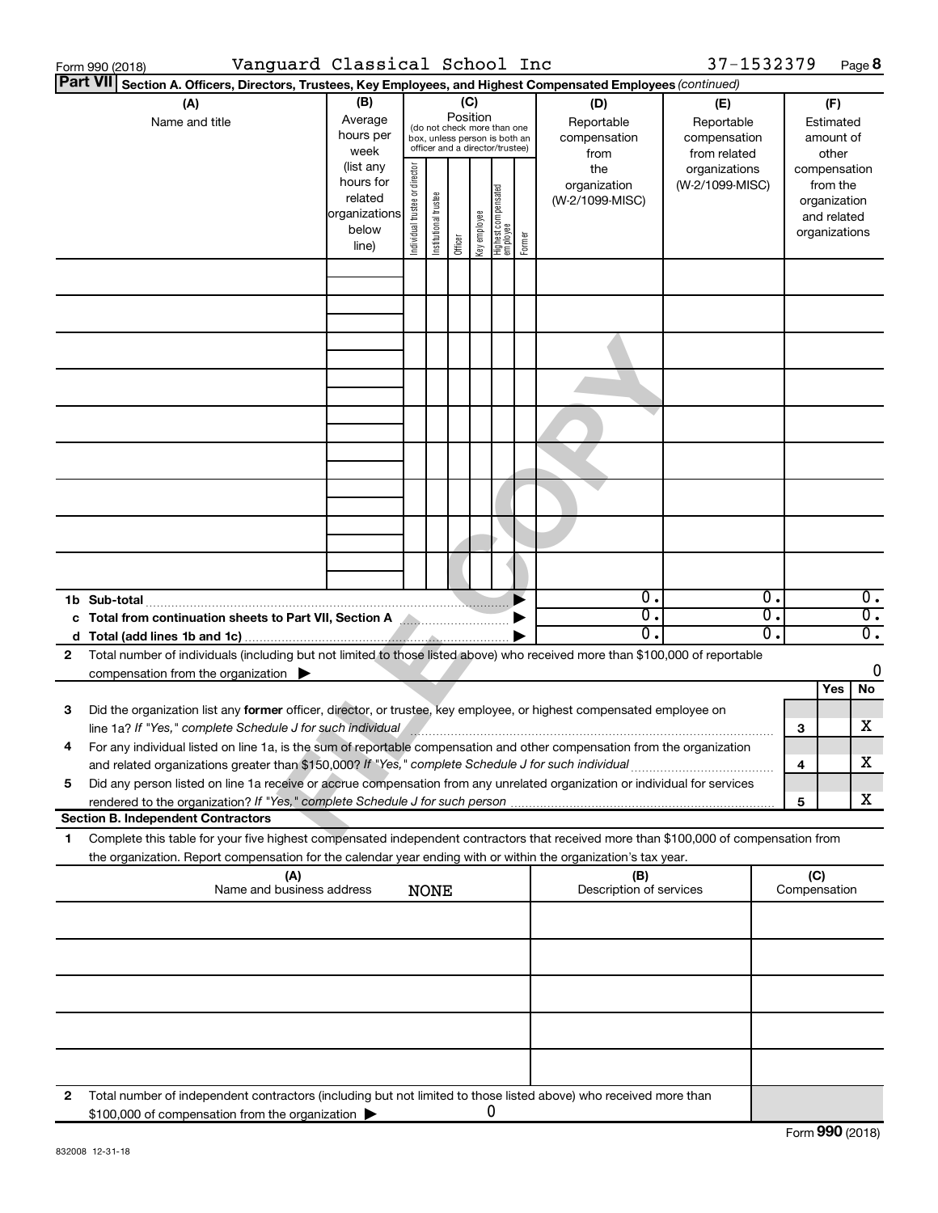Form 990 (2018) Vanguard Classical School Inc 37-1532379 Page **8**

**Part VII** **Section A. Officers, Directors, Trustees, Key Employees, and Highest Compensated Employees** *(continued)*

| (A) Name and title | (B) Average hours per week (list any hours for related organizations below line) | (C) Position (do not check more than one box, unless person is both an officer and a director/trustee) Individual trustee or director | Institutional trustee | Officer | Key employee | Highest compensated employee | Former | (D) Reportable compensation from the organization (W-2/1099-MISC) | (E) Reportable compensation from related organizations (W-2/1099-MISC) | (F) Estimated amount of other compensation from the organization and related organizations |
|---|---|---|---|---|---|---|---|---|---|---|
| | | | | | | | | | | |
| | | | | | | | | | | |
| | | | | | | | | | | |
| | | | | | | | | | | |
| | | | | | | | | | | |
| | | | | | | | | | | |
| | | | | | | | | | | |
| | | | | | | | | | | |
| | | | | | | | | | | |
| **1b Sub-total** | | | | | | | ▶ | 0. | 0. | 0. |
| **c Total from continuation sheets to Part VII, Section A** | | | | | | | ▶ | 0. | 0. | 0. |
| **d Total (add lines 1b and 1c)** | | | | | | | ▶ | 0. | 0. | 0. |

**2** Total number of individuals (including but not limited to those listed above) who received more than $100,000 of reportable compensation from the organization ▶ 0

| | | Yes | No |
|---|---|---|---|
| **3** Did the organization list any **former** officer, director, or trustee, key employee, or highest compensated employee on line 1a? *If "Yes," complete Schedule J for such individual* | **3** | | X |
| **4** For any individual listed on line 1a, is the sum of reportable compensation and other compensation from the organization and related organizations greater than $150,000? *If "Yes," complete Schedule J for such individual* | **4** | | X |
| **5** Did any person listed on line 1a receive or accrue compensation from any unrelated organization or individual for services rendered to the organization? *If "Yes," complete Schedule J for such person* | **5** | | X |

**Section B. Independent Contractors**

**1** Complete this table for your five highest compensated independent contractors that received more than $100,000 of compensation from the organization. Report compensation for the calendar year ending with or within the organization's tax year.

| (A) Name and business address NONE | (B) Description of services | (C) Compensation |
|---|---|---|
| | | |
| | | |
| | | |
| | | |
| | | |

**2** Total number of independent contractors (including but not limited to those listed above) who received more than $100,000 of compensation from the organization ▶ 0

Form **990** (2018)

832008 12-31-18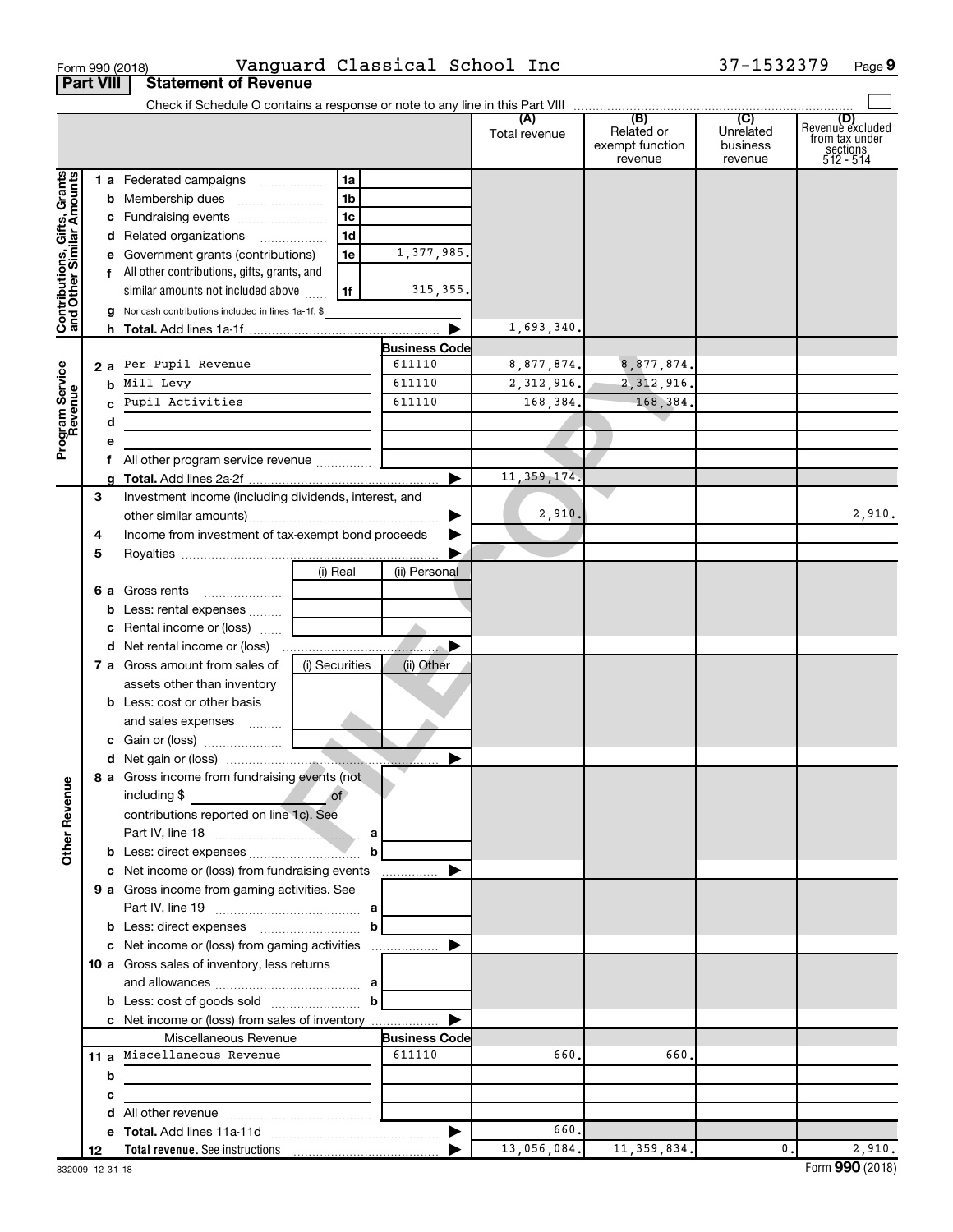Form 990 (2018) Vanguard Classical School Inc 37-1532379 Page 9

## Part VIII Statement of Revenue

Check if Schedule O contains a response or note to any line in this Part VIII

| | | | | (A) Total revenue | (B) Related or exempt function revenue | (C) Unrelated business revenue | (D) Revenue excluded from tax under sections 512 - 514 |
|---|---|---|---|---|---|---|---|
| **Contributions, Gifts, Grants and Other Similar Amounts** | 1 a Federated campaigns | 1a | | | | | |
| | b Membership dues | 1b | | | | | |
| | c Fundraising events | 1c | | | | | |
| | d Related organizations | 1d | | | | | |
| | e Government grants (contributions) | 1e | 1,377,985. | | | | |
| | f All other contributions, gifts, grants, and similar amounts not included above | 1f | 315,355. | | | | |
| | g Noncash contributions included in lines 1a-1f: $ | | | | | | |
| | h **Total.** Add lines 1a-1f | | ▶ | 1,693,340. | | | |
| **Program Service Revenue** | | | **Business Code** | | | | |
| | 2 a Per Pupil Revenue | | 611110 | 8,877,874. | 8,877,874. | | |
| | b Mill Levy | | 611110 | 2,312,916. | 2,312,916. | | |
| | c Pupil Activities | | 611110 | 168,384. | 168,384. | | |
| | d | | | | | | |
| | e | | | | | | |
| | f All other program service revenue | | | | | | |
| | g **Total.** Add lines 2a-2f | | ▶ | 11,359,174. | | | |
| **Other Revenue** | 3 Investment income (including dividends, interest, and other similar amounts) | | ▶ | 2,910. | | | 2,910. |
| | 4 Income from investment of tax-exempt bond proceeds | | ▶ | | | | |
| | 5 Royalties | | ▶ | | | | |
| | | (i) Real | (ii) Personal | | | | |
| | 6 a Gross rents | | | | | | |
| | b Less: rental expenses | | | | | | |
| | c Rental income or (loss) | | | | | | |
| | d Net rental income or (loss) | | ▶ | | | | |
| | 7 a Gross amount from sales of assets other than inventory | (i) Securities | (ii) Other | | | | |
| | b Less: cost or other basis and sales expenses | | | | | | |
| | c Gain or (loss) | | | | | | |
| | d Net gain or (loss) | | ▶ | | | | |
| | 8 a Gross income from fundraising events (not including $ ____ of contributions reported on line 1c). See Part IV, line 18 | a | | | | | |
| | b Less: direct expenses | b | | | | | |
| | c Net income or (loss) from fundraising events | | ▶ | | | | |
| | 9 a Gross income from gaming activities. See Part IV, line 19 | a | | | | | |
| | b Less: direct expenses | b | | | | | |
| | c Net income or (loss) from gaming activities | | ▶ | | | | |
| | 10 a Gross sales of inventory, less returns and allowances | a | | | | | |
| | b Less: cost of goods sold | b | | | | | |
| | c Net income or (loss) from sales of inventory | | ▶ | | | | |
| | Miscellaneous Revenue | | **Business Code** | | | | |
| | 11 a Miscellaneous Revenue | | 611110 | 660. | 660. | | |
| | b | | | | | | |
| | c | | | | | | |
| | d All other revenue | | | | | | |
| | e **Total.** Add lines 11a-11d | | ▶ | 660. | | | |
| | 12 **Total revenue.** See instructions | | ▶ | 13,056,084. | 11,359,834. | 0. | 2,910. |

832009 12-31-18

Form **990** (2018)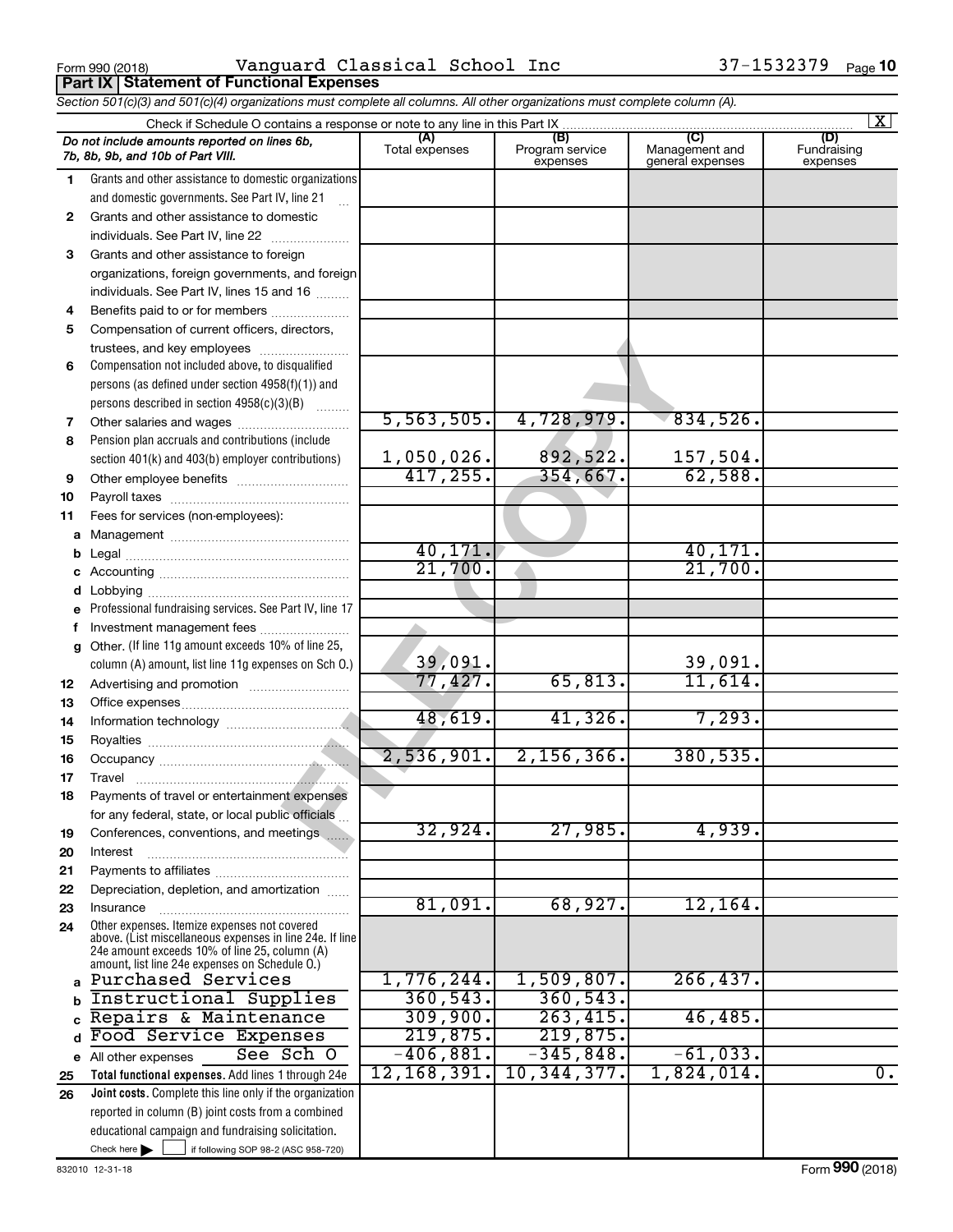Form 990 (2018) Vanguard Classical School Inc 37-1532379

## Part IX Statement of Functional Expenses

*Section 501(c)(3) and 501(c)(4) organizations must complete all columns. All other organizations must complete column (A).*

Check if Schedule O contains a response or note to any line in this Part IX ..... [X]

| | *Do not include amounts reported on lines 6b, 7b, 8b, 9b, and 10b of Part VIII.* | (A) Total expenses | (B) Program service expenses | (C) Management and general expenses | (D) Fundraising expenses |
|---|---|---|---|---|---|
| 1 | Grants and other assistance to domestic organizations and domestic governments. See Part IV, line 21 | | | | |
| 2 | Grants and other assistance to domestic individuals. See Part IV, line 22 | | | | |
| 3 | Grants and other assistance to foreign organizations, foreign governments, and foreign individuals. See Part IV, lines 15 and 16 | | | | |
| 4 | Benefits paid to or for members | | | | |
| 5 | Compensation of current officers, directors, trustees, and key employees | | | | |
| 6 | Compensation not included above, to disqualified persons (as defined under section 4958(f)(1)) and persons described in section 4958(c)(3)(B) | | | | |
| 7 | Other salaries and wages | 5,563,505. | 4,728,979. | 834,526. | |
| 8 | Pension plan accruals and contributions (include section 401(k) and 403(b) employer contributions) | 1,050,026. | 892,522. | 157,504. | |
| 9 | Other employee benefits | 417,255. | 354,667. | 62,588. | |
| 10 | Payroll taxes | | | | |
| 11 | Fees for services (non-employees): | | | | |
| a | Management | | | | |
| b | Legal | 40,171. | | 40,171. | |
| c | Accounting | 21,700. | | 21,700. | |
| d | Lobbying | | | | |
| e | Professional fundraising services. See Part IV, line 17 | | | | |
| f | Investment management fees | | | | |
| g | Other. (If line 11g amount exceeds 10% of line 25, column (A) amount, list line 11g expenses on Sch O.) | 39,091. | | 39,091. | |
| 12 | Advertising and promotion | 77,427. | 65,813. | 11,614. | |
| 13 | Office expenses | | | | |
| 14 | Information technology | 48,619. | 41,326. | 7,293. | |
| 15 | Royalties | | | | |
| 16 | Occupancy | 2,536,901. | 2,156,366. | 380,535. | |
| 17 | Travel | | | | |
| 18 | Payments of travel or entertainment expenses for any federal, state, or local public officials | | | | |
| 19 | Conferences, conventions, and meetings | 32,924. | 27,985. | 4,939. | |
| 20 | Interest | | | | |
| 21 | Payments to affiliates | | | | |
| 22 | Depreciation, depletion, and amortization | | | | |
| 23 | Insurance | 81,091. | 68,927. | 12,164. | |
| 24 | Other expenses. Itemize expenses not covered above. (List miscellaneous expenses in line 24e. If line 24e amount exceeds 10% of line 25, column (A) amount, list line 24e expenses on Schedule O.) | | | | |
| a | Purchased Services | 1,776,244. | 1,509,807. | 266,437. | |
| b | Instructional Supplies | 360,543. | 360,543. | | |
| c | Repairs & Maintenance | 309,900. | 263,415. | 46,485. | |
| d | Food Service Expenses | 219,875. | 219,875. | | |
| e | All other expenses See Sch O | -406,881. | -345,848. | -61,033. | |
| 25 | **Total functional expenses.** Add lines 1 through 24e | 12,168,391. | 10,344,377. | 1,824,014. | 0. |
| 26 | **Joint costs.** Complete this line only if the organization reported in column (B) joint costs from a combined educational campaign and fundraising solicitation. Check here [ ] if following SOP 98-2 (ASC 958-720) | | | | |

832010 12-31-18 Form **990** (2018)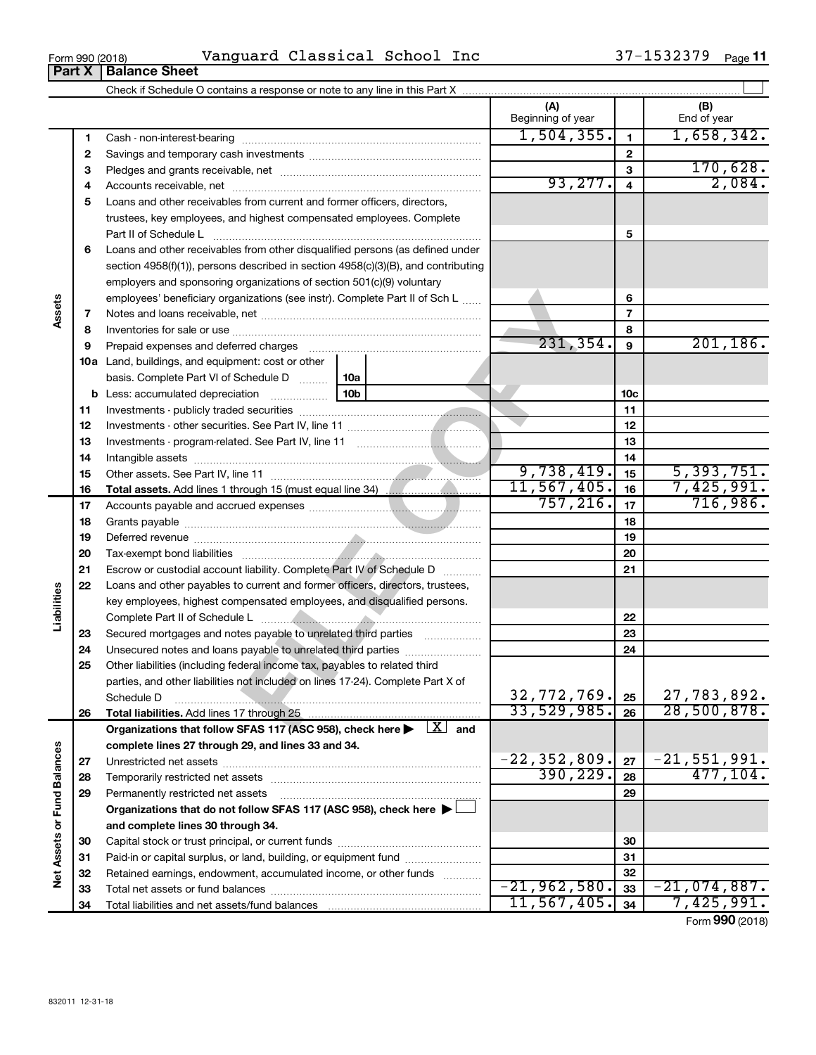Form 990 (2018) Vanguard Classical School Inc 37-1532379

## Part X Balance Sheet

Check if Schedule O contains a response or note to any line in this Part X

| | | | (A) Beginning of year | | (B) End of year |
|---|---|---|---|---|---|
| Assets | 1 | Cash - non-interest-bearing | 1,504,355. | 1 | 1,658,342. |
| | 2 | Savings and temporary cash investments | | 2 | |
| | 3 | Pledges and grants receivable, net | | 3 | 170,628. |
| | 4 | Accounts receivable, net | 93,277. | 4 | 2,084. |
| | 5 | Loans and other receivables from current and former officers, directors, trustees, key employees, and highest compensated employees. Complete Part II of Schedule L | | 5 | |
| | 6 | Loans and other receivables from other disqualified persons (as defined under section 4958(f)(1)), persons described in section 4958(c)(3)(B), and contributing employers and sponsoring organizations of section 501(c)(9) voluntary employees' beneficiary organizations (see instr). Complete Part II of Sch L | | 6 | |
| | 7 | Notes and loans receivable, net | | 7 | |
| | 8 | Inventories for sale or use | | 8 | |
| | 9 | Prepaid expenses and deferred charges | 231,354. | 9 | 201,186. |
| | 10a | Land, buildings, and equipment: cost or other basis. Complete Part VI of Schedule D ... 10a | | | |
| | b | Less: accumulated depreciation ... 10b | | 10c | |
| | 11 | Investments - publicly traded securities | | 11 | |
| | 12 | Investments - other securities. See Part IV, line 11 | | 12 | |
| | 13 | Investments - program-related. See Part IV, line 11 | | 13 | |
| | 14 | Intangible assets | | 14 | |
| | 15 | Other assets. See Part IV, line 11 | 9,738,419. | 15 | 5,393,751. |
| | 16 | **Total assets.** Add lines 1 through 15 (must equal line 34) | 11,567,405. | 16 | 7,425,991. |
| Liabilities | 17 | Accounts payable and accrued expenses | 757,216. | 17 | 716,986. |
| | 18 | Grants payable | | 18 | |
| | 19 | Deferred revenue | | 19 | |
| | 20 | Tax-exempt bond liabilities | | 20 | |
| | 21 | Escrow or custodial account liability. Complete Part IV of Schedule D | | 21 | |
| | 22 | Loans and other payables to current and former officers, directors, trustees, key employees, highest compensated employees, and disqualified persons. Complete Part II of Schedule L | | 22 | |
| | 23 | Secured mortgages and notes payable to unrelated third parties | | 23 | |
| | 24 | Unsecured notes and loans payable to unrelated third parties | | 24 | |
| | 25 | Other liabilities (including federal income tax, payables to related third parties, and other liabilities not included on lines 17-24). Complete Part X of Schedule D | 32,772,769. | 25 | 27,783,892. |
| | 26 | **Total liabilities.** Add lines 17 through 25 | 33,529,985. | 26 | 28,500,878. |
| Net Assets or Fund Balances | | **Organizations that follow SFAS 117 (ASC 958), check here ▶ [X] and complete lines 27 through 29, and lines 33 and 34.** | | | |
| | 27 | Unrestricted net assets | -22,352,809. | 27 | -21,551,991. |
| | 28 | Temporarily restricted net assets | 390,229. | 28 | 477,104. |
| | 29 | Permanently restricted net assets | | 29 | |
| | | **Organizations that do not follow SFAS 117 (ASC 958), check here ▶ [ ] and complete lines 30 through 34.** | | | |
| | 30 | Capital stock or trust principal, or current funds | | 30 | |
| | 31 | Paid-in or capital surplus, or land, building, or equipment fund | | 31 | |
| | 32 | Retained earnings, endowment, accumulated income, or other funds | | 32 | |
| | 33 | Total net assets or fund balances | -21,962,580. | 33 | -21,074,887. |
| | 34 | Total liabilities and net assets/fund balances | 11,567,405. | 34 | 7,425,991. |

Form **990** (2018)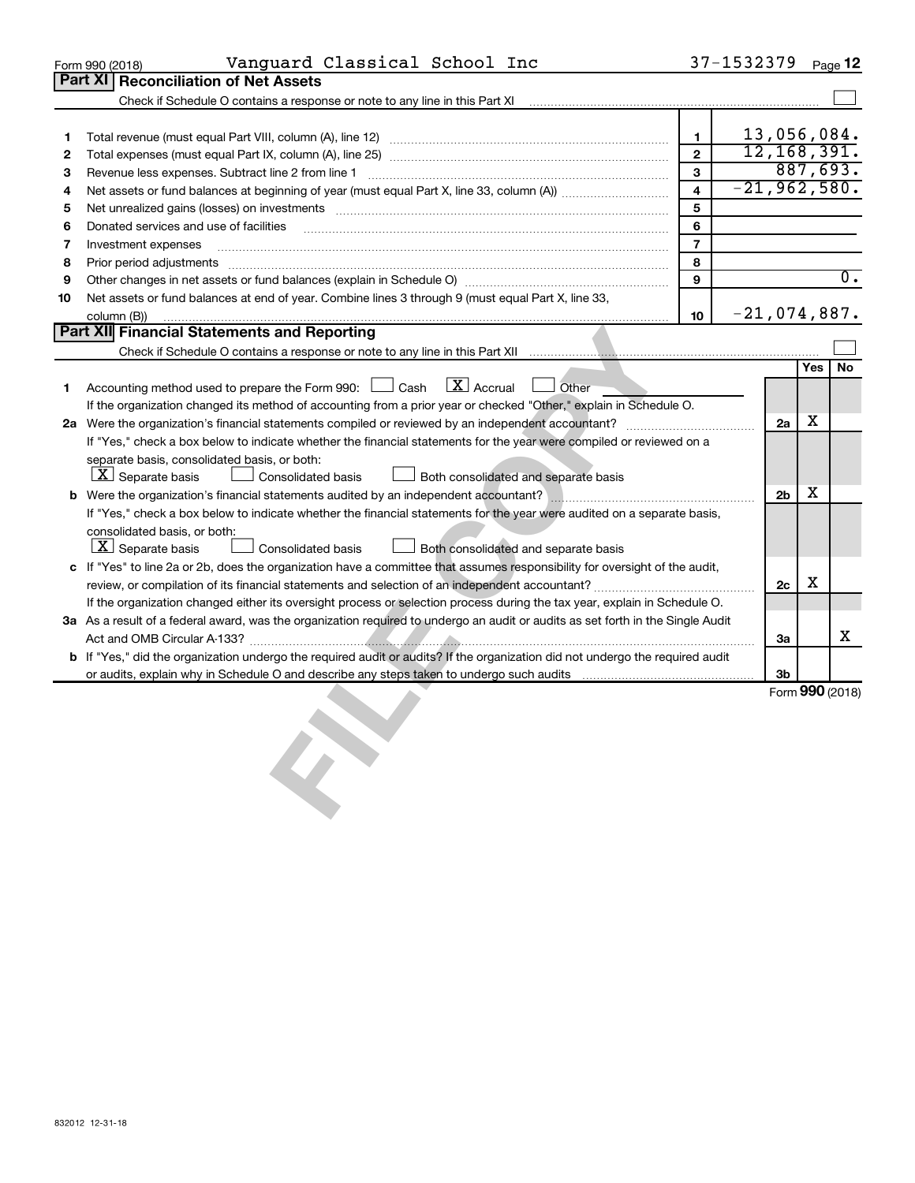Form 990 (2018) Vanguard Classical School Inc 37-1532379

## Part XI Reconciliation of Net Assets

Check if Schedule O contains a response or note to any line in this Part XI ☐

| | | | |
|---|---|---|---|
| 1 | Total revenue (must equal Part VIII, column (A), line 12) | 1 | 13,056,084. |
| 2 | Total expenses (must equal Part IX, column (A), line 25) | 2 | 12,168,391. |
| 3 | Revenue less expenses. Subtract line 2 from line 1 | 3 | 887,693. |
| 4 | Net assets or fund balances at beginning of year (must equal Part X, line 33, column (A)) | 4 | -21,962,580. |
| 5 | Net unrealized gains (losses) on investments | 5 | |
| 6 | Donated services and use of facilities | 6 | |
| 7 | Investment expenses | 7 | |
| 8 | Prior period adjustments | 8 | |
| 9 | Other changes in net assets or fund balances (explain in Schedule O) | 9 | 0. |
| 10 | Net assets or fund balances at end of year. Combine lines 3 through 9 (must equal Part X, line 33, column (B)) | 10 | -21,074,887. |

## Part XII Financial Statements and Reporting

Check if Schedule O contains a response or note to any line in this Part XII ☐

| | | | Yes | No |
|---|---|---|---|---|
| 1 | Accounting method used to prepare the Form 990: ☐ Cash ☒ Accrual ☐ Other<br>If the organization changed its method of accounting from a prior year or checked "Other," explain in Schedule O. | | | |
| 2a | Were the organization's financial statements compiled or reviewed by an independent accountant? | 2a | X | |
| | If "Yes," check a box below to indicate whether the financial statements for the year were compiled or reviewed on a separate basis, consolidated basis, or both:<br>☒ Separate basis ☐ Consolidated basis ☐ Both consolidated and separate basis | | | |
| b | Were the organization's financial statements audited by an independent accountant? | 2b | X | |
| | If "Yes," check a box below to indicate whether the financial statements for the year were audited on a separate basis, consolidated basis, or both:<br>☒ Separate basis ☐ Consolidated basis ☐ Both consolidated and separate basis | | | |
| c | If "Yes" to line 2a or 2b, does the organization have a committee that assumes responsibility for oversight of the audit, review, or compilation of its financial statements and selection of an independent accountant? | 2c | X | |
| | If the organization changed either its oversight process or selection process during the tax year, explain in Schedule O. | | | |
| 3a | As a result of a federal award, was the organization required to undergo an audit or audits as set forth in the Single Audit Act and OMB Circular A-133? | 3a | | X |
| b | If "Yes," did the organization undergo the required audit or audits? If the organization did not undergo the required audit or audits, explain why in Schedule O and describe any steps taken to undergo such audits | 3b | | |

Form **990** (2018)

832012 12-31-18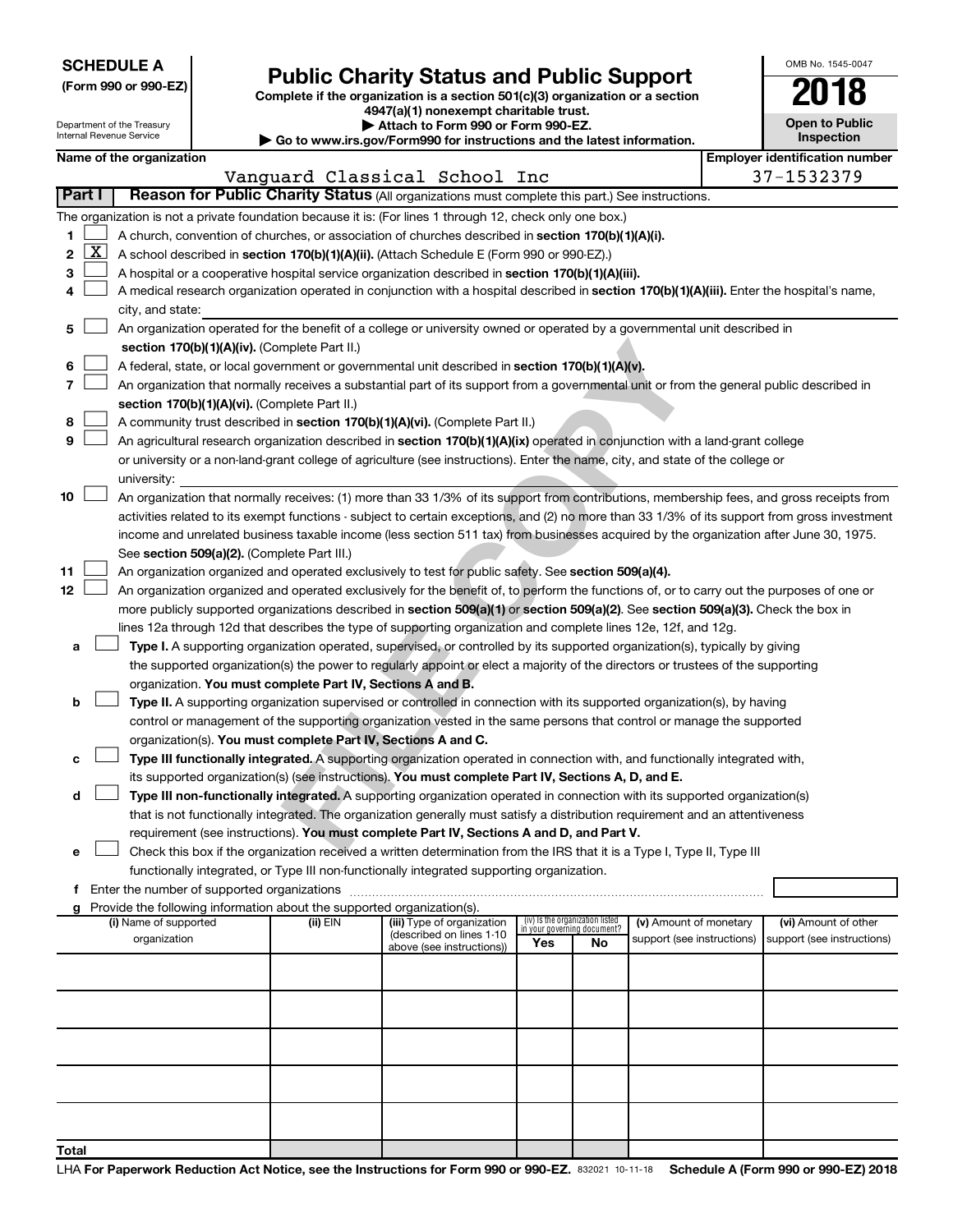**SCHEDULE A**
**(Form 990 or 990-EZ)**

Department of the Treasury
Internal Revenue Service

# Public Charity Status and Public Support

**Complete if the organization is a section 501(c)(3) organization or a section 4947(a)(1) nonexempt charitable trust.**
**▶ Attach to Form 990 or Form 990-EZ.**
**▶ Go to www.irs.gov/Form990 for instructions and the latest information.**

OMB No. 1545-0047
**2018**
**Open to Public Inspection**

**Name of the organization:** Vanguard Classical School Inc
**Employer identification number:** 37-1532379

**Part I** **Reason for Public Charity Status** (All organizations must complete this part.) See instructions.

The organization is not a private foundation because it is: (For lines 1 through 12, check only one box.)

1 ☐ A church, convention of churches, or association of churches described in **section 170(b)(1)(A)(i).**

2 ☒ A school described in **section 170(b)(1)(A)(ii).** (Attach Schedule E (Form 990 or 990-EZ).)

3 ☐ A hospital or a cooperative hospital service organization described in **section 170(b)(1)(A)(iii).**

4 ☐ A medical research organization operated in conjunction with a hospital described in **section 170(b)(1)(A)(iii).** Enter the hospital's name, city, and state:

5 ☐ An organization operated for the benefit of a college or university owned or operated by a governmental unit described in **section 170(b)(1)(A)(iv).** (Complete Part II.)

6 ☐ A federal, state, or local government or governmental unit described in **section 170(b)(1)(A)(v).**

7 ☐ An organization that normally receives a substantial part of its support from a governmental unit or from the general public described in **section 170(b)(1)(A)(vi).** (Complete Part II.)

8 ☐ A community trust described in **section 170(b)(1)(A)(vi).** (Complete Part II.)

9 ☐ An agricultural research organization described in **section 170(b)(1)(A)(ix)** operated in conjunction with a land-grant college or university or a non-land-grant college of agriculture (see instructions). Enter the name, city, and state of the college or university:

10 ☐ An organization that normally receives: (1) more than 33 1/3% of its support from contributions, membership fees, and gross receipts from activities related to its exempt functions - subject to certain exceptions, and (2) no more than 33 1/3% of its support from gross investment income and unrelated business taxable income (less section 511 tax) from businesses acquired by the organization after June 30, 1975. See **section 509(a)(2).** (Complete Part III.)

11 ☐ An organization organized and operated exclusively to test for public safety. See **section 509(a)(4).**

12 ☐ An organization organized and operated exclusively for the benefit of, to perform the functions of, or to carry out the purposes of one or more publicly supported organizations described in **section 509(a)(1)** or **section 509(a)(2)**. See **section 509(a)(3).** Check the box in lines 12a through 12d that describes the type of supporting organization and complete lines 12e, 12f, and 12g.

a ☐ **Type I.** A supporting organization operated, supervised, or controlled by its supported organization(s), typically by giving the supported organization(s) the power to regularly appoint or elect a majority of the directors or trustees of the supporting organization. **You must complete Part IV, Sections A and B.**

b ☐ **Type II.** A supporting organization supervised or controlled in connection with its supported organization(s), by having control or management of the supporting organization vested in the same persons that control or manage the supported organization(s). **You must complete Part IV, Sections A and C.**

c ☐ **Type III functionally integrated.** A supporting organization operated in connection with, and functionally integrated with, its supported organization(s) (see instructions). **You must complete Part IV, Sections A, D, and E.**

d ☐ **Type III non-functionally integrated.** A supporting organization operated in connection with its supported organization(s) that is not functionally integrated. The organization generally must satisfy a distribution requirement and an attentiveness requirement (see instructions). **You must complete Part IV, Sections A and D, and Part V.**

e ☐ Check this box if the organization received a written determination from the IRS that it is a Type I, Type II, Type III functionally integrated, or Type III non-functionally integrated supporting organization.

f Enter the number of supported organizations

g Provide the following information about the supported organization(s).

| (i) Name of supported organization | (ii) EIN | (iii) Type of organization (described on lines 1-10 above (see instructions)) | (iv) Is the organization listed in your governing document? Yes | No | (v) Amount of monetary support (see instructions) | (vi) Amount of other support (see instructions) |
|---|---|---|---|---|---|---|
| | | | | | | |
| | | | | | | |
| | | | | | | |
| | | | | | | |
| | | | | | | |
| **Total** | | | | | | |

LHA **For Paperwork Reduction Act Notice, see the Instructions for Form 990 or 990-EZ.** 832021 10-11-18 **Schedule A (Form 990 or 990-EZ) 2018**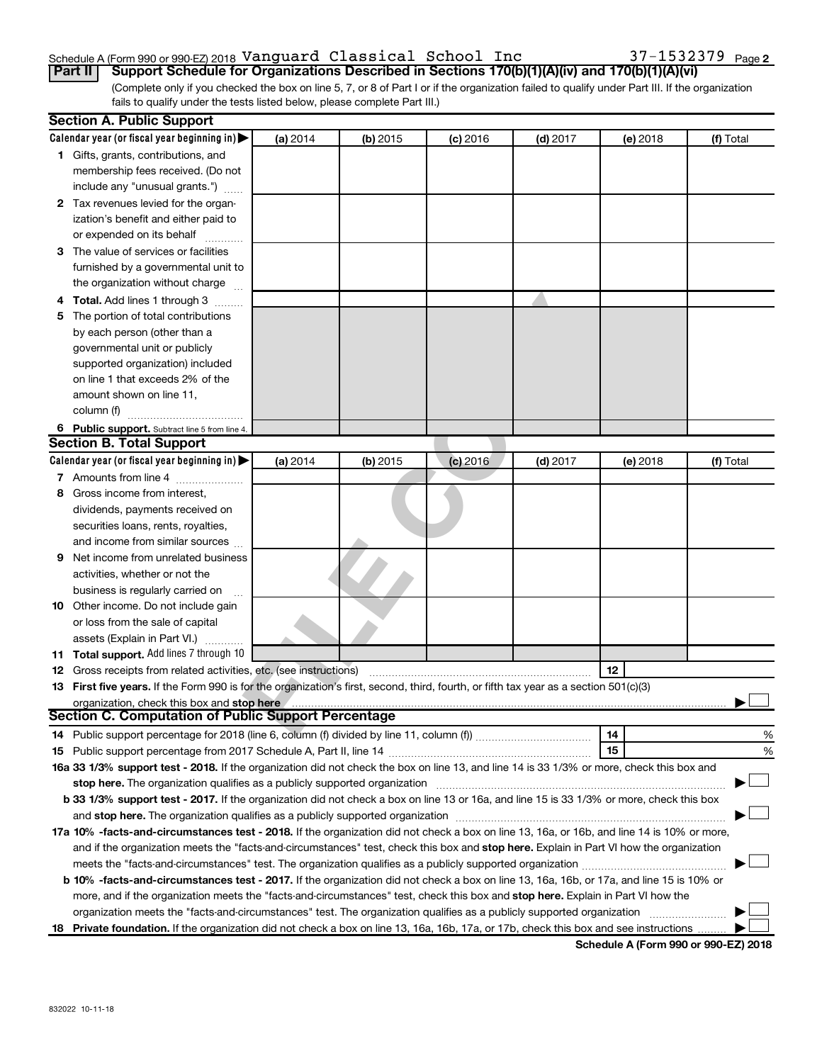Schedule A (Form 990 or 990-EZ) 2018 Vanguard Classical School Inc 37-1532379

**Part II — Support Schedule for Organizations Described in Sections 170(b)(1)(A)(iv) and 170(b)(1)(A)(vi)**

(Complete only if you checked the box on line 5, 7, or 8 of Part I or if the organization failed to qualify under Part III. If the organization fails to qualify under the tests listed below, please complete Part III.)

## Section A. Public Support

| Calendar year (or fiscal year beginning in) ▶ | (a) 2014 | (b) 2015 | (c) 2016 | (d) 2017 | (e) 2018 | (f) Total |
|---|---|---|---|---|---|---|
| **1** Gifts, grants, contributions, and membership fees received. (Do not include any "unusual grants.") | | | | | | |
| **2** Tax revenues levied for the organization's benefit and either paid to or expended on its behalf | | | | | | |
| **3** The value of services or facilities furnished by a governmental unit to the organization without charge | | | | | | |
| **4 Total.** Add lines 1 through 3 | | | | | | |
| **5** The portion of total contributions by each person (other than a governmental unit or publicly supported organization) included on line 1 that exceeds 2% of the amount shown on line 11, column (f) | | | | | | |
| **6 Public support.** Subtract line 5 from line 4. | | | | | | |

## Section B. Total Support

| Calendar year (or fiscal year beginning in) ▶ | (a) 2014 | (b) 2015 | (c) 2016 | (d) 2017 | (e) 2018 | (f) Total |
|---|---|---|---|---|---|---|
| **7** Amounts from line 4 | | | | | | |
| **8** Gross income from interest, dividends, payments received on securities loans, rents, royalties, and income from similar sources | | | | | | |
| **9** Net income from unrelated business activities, whether or not the business is regularly carried on | | | | | | |
| **10** Other income. Do not include gain or loss from the sale of capital assets (Explain in Part VI.) | | | | | | |
| **11 Total support.** Add lines 7 through 10 | | | | | | |

**12** Gross receipts from related activities, etc. (see instructions) **12**

**13 First five years.** If the Form 990 is for the organization's first, second, third, fourth, or fifth tax year as a section 501(c)(3) organization, check this box and **stop here** ▶ ☐

## Section C. Computation of Public Support Percentage

**14** Public support percentage for 2018 (line 6, column (f) divided by line 11, column (f)) **14** %

**15** Public support percentage from 2017 Schedule A, Part II, line 14 **15** %

**16a 33 1/3% support test - 2018.** If the organization did not check the box on line 13, and line 14 is 33 1/3% or more, check this box and **stop here.** The organization qualifies as a publicly supported organization ▶ ☐

**b 33 1/3% support test - 2017.** If the organization did not check a box on line 13 or 16a, and line 15 is 33 1/3% or more, check this box and **stop here.** The organization qualifies as a publicly supported organization ▶ ☐

**17a 10% -facts-and-circumstances test - 2018.** If the organization did not check a box on line 13, 16a, or 16b, and line 14 is 10% or more, and if the organization meets the "facts-and-circumstances" test, check this box and **stop here.** Explain in Part VI how the organization meets the "facts-and-circumstances" test. The organization qualifies as a publicly supported organization ▶ ☐

**b 10% -facts-and-circumstances test - 2017.** If the organization did not check a box on line 13, 16a, 16b, or 17a, and line 15 is 10% or more, and if the organization meets the "facts-and-circumstances" test, check this box and **stop here.** Explain in Part VI how the organization meets the "facts-and-circumstances" test. The organization qualifies as a publicly supported organization ▶ ☐

**18 Private foundation.** If the organization did not check a box on line 13, 16a, 16b, 17a, or 17b, check this box and see instructions ▶ ☐

**Schedule A (Form 990 or 990-EZ) 2018**

832022 10-11-18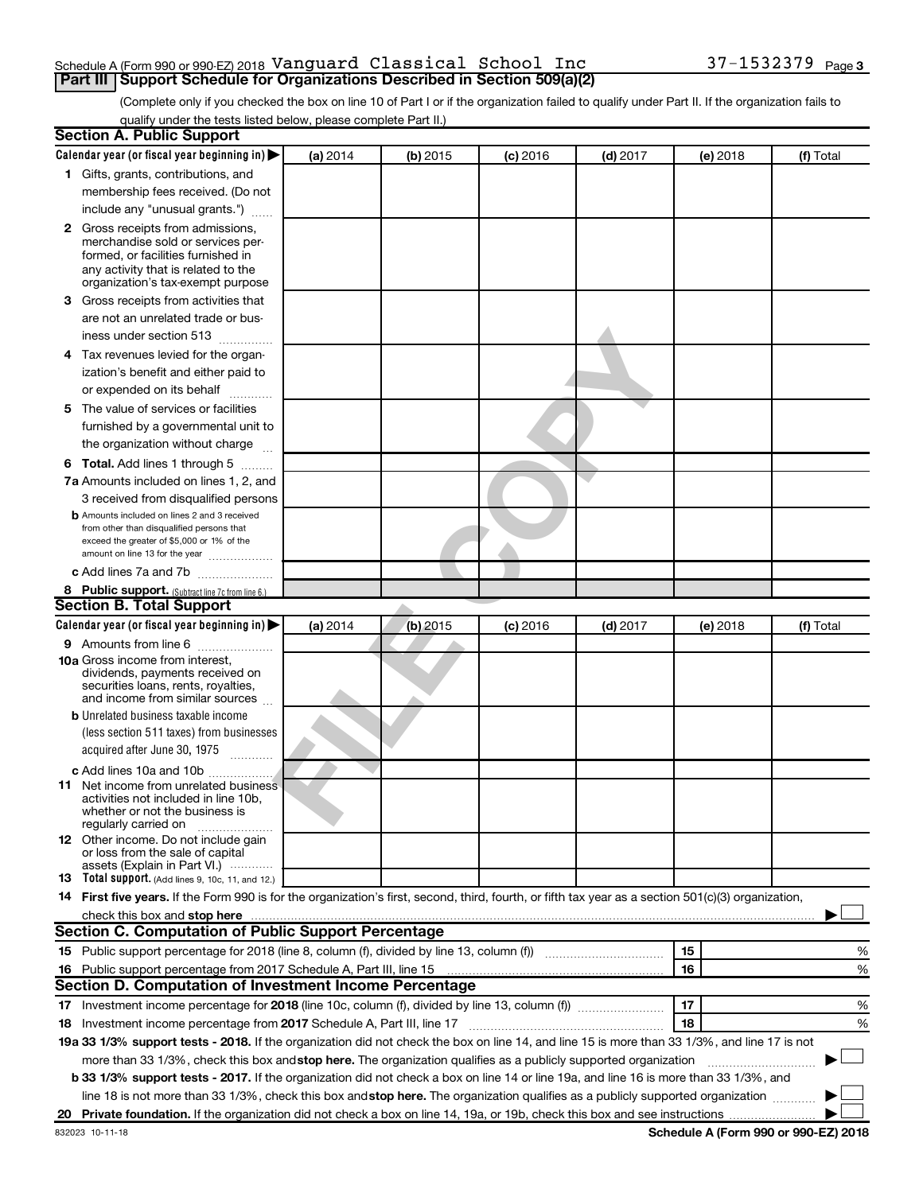Schedule A (Form 990 or 990-EZ) 2018 Vanguard Classical School Inc 37-1532379 Page 3

## Part III Support Schedule for Organizations Described in Section 509(a)(2)

(Complete only if you checked the box on line 10 of Part I or if the organization failed to qualify under Part II. If the organization fails to qualify under the tests listed below, please complete Part II.)

### Section A. Public Support

| Calendar year (or fiscal year beginning in) ▶ | (a) 2014 | (b) 2015 | (c) 2016 | (d) 2017 | (e) 2018 | (f) Total |
|---|---|---|---|---|---|---|
| 1 Gifts, grants, contributions, and membership fees received. (Do not include any "unusual grants.") | | | | | | |
| 2 Gross receipts from admissions, merchandise sold or services performed, or facilities furnished in any activity that is related to the organization's tax-exempt purpose | | | | | | |
| 3 Gross receipts from activities that are not an unrelated trade or business under section 513 | | | | | | |
| 4 Tax revenues levied for the organization's benefit and either paid to or expended on its behalf | | | | | | |
| 5 The value of services or facilities furnished by a governmental unit to the organization without charge | | | | | | |
| 6 **Total.** Add lines 1 through 5 | | | | | | |
| 7a Amounts included on lines 1, 2, and 3 received from disqualified persons | | | | | | |
| b Amounts included on lines 2 and 3 received from other than disqualified persons that exceed the greater of $5,000 or 1% of the amount on line 13 for the year | | | | | | |
| c Add lines 7a and 7b | | | | | | |
| 8 **Public support.** (Subtract line 7c from line 6.) | | | | | | |

### Section B. Total Support

| Calendar year (or fiscal year beginning in) ▶ | (a) 2014 | (b) 2015 | (c) 2016 | (d) 2017 | (e) 2018 | (f) Total |
|---|---|---|---|---|---|---|
| 9 Amounts from line 6 | | | | | | |
| 10a Gross income from interest, dividends, payments received on securities loans, rents, royalties, and income from similar sources | | | | | | |
| b Unrelated business taxable income (less section 511 taxes) from businesses acquired after June 30, 1975 | | | | | | |
| c Add lines 10a and 10b | | | | | | |
| 11 Net income from unrelated business activities not included in line 10b, whether or not the business is regularly carried on | | | | | | |
| 12 Other income. Do not include gain or loss from the sale of capital assets (Explain in Part VI.) | | | | | | |
| 13 **Total support.** (Add lines 9, 10c, 11, and 12.) | | | | | | |

14 **First five years.** If the Form 990 is for the organization's first, second, third, fourth, or fifth tax year as a section 501(c)(3) organization, check this box and **stop here** ▶ ☐

### Section C. Computation of Public Support Percentage

| | | | |
|---|---|---|---|
| 15 Public support percentage for 2018 (line 8, column (f), divided by line 13, column (f)) | 15 | | % |
| 16 Public support percentage from 2017 Schedule A, Part III, line 15 | 16 | | % |

### Section D. Computation of Investment Income Percentage

| | | | |
|---|---|---|---|
| 17 Investment income percentage for **2018** (line 10c, column (f), divided by line 13, column (f)) | 17 | | % |
| 18 Investment income percentage from **2017** Schedule A, Part III, line 17 | 18 | | % |

**19a 33 1/3% support tests - 2018.** If the organization did not check the box on line 14, and line 15 is more than 33 1/3%, and line 17 is not more than 33 1/3%, check this box and **stop here.** The organization qualifies as a publicly supported organization ▶ ☐

**b 33 1/3% support tests - 2017.** If the organization did not check a box on line 14 or line 19a, and line 16 is more than 33 1/3%, and line 18 is not more than 33 1/3%, check this box and **stop here.** The organization qualifies as a publicly supported organization ▶ ☐

**20 Private foundation.** If the organization did not check a box on line 14, 19a, or 19b, check this box and see instructions ▶ ☐

832023 10-11-18 **Schedule A (Form 990 or 990-EZ) 2018**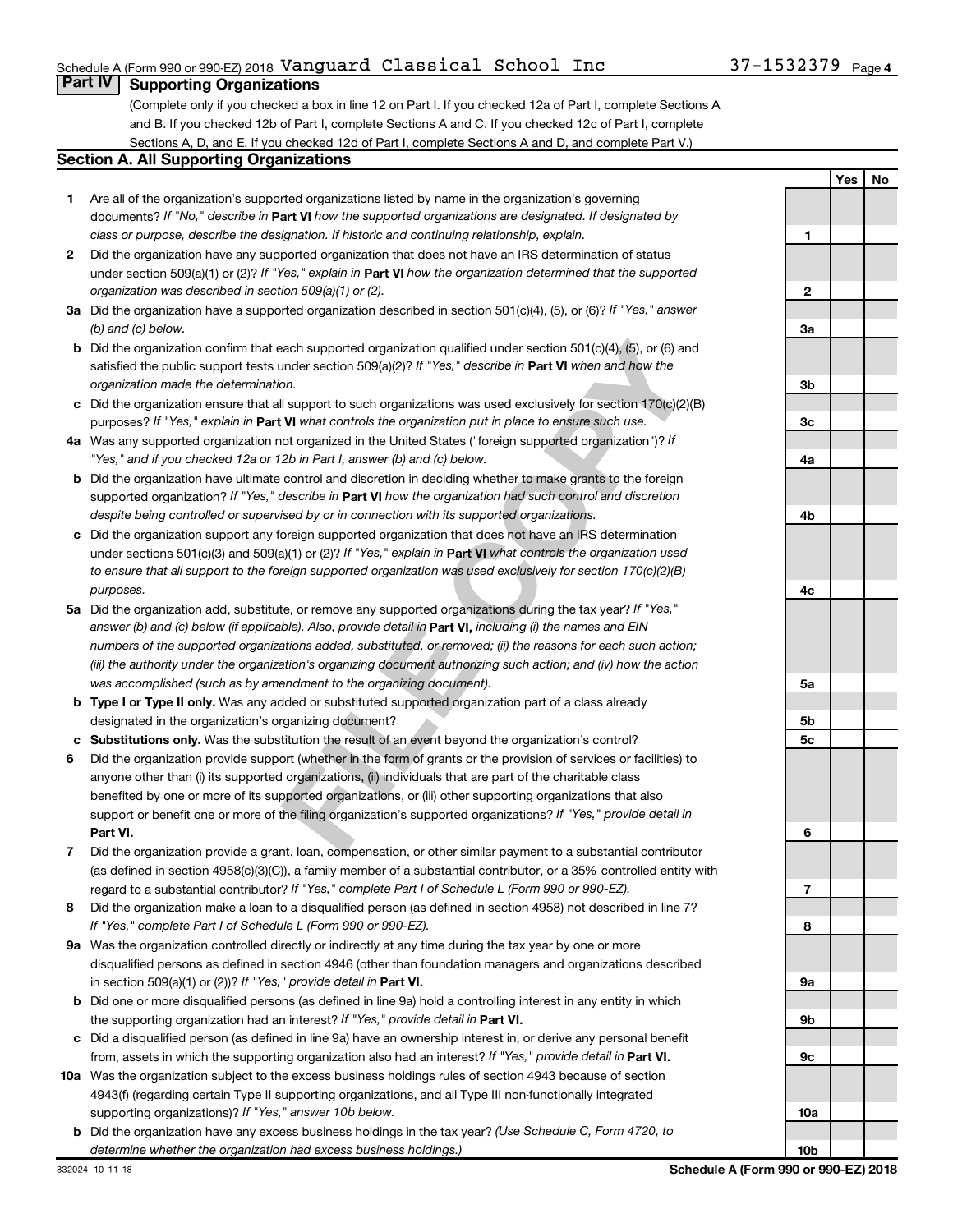Schedule A (Form 990 or 990-EZ) 2018 Vanguard Classical School Inc 37-1532379 Page 4

## Part IV Supporting Organizations

(Complete only if you checked a box in line 12 on Part I. If you checked 12a of Part I, complete Sections A and B. If you checked 12b of Part I, complete Sections A and C. If you checked 12c of Part I, complete Sections A, D, and E. If you checked 12d of Part I, complete Sections A and D, and complete Part V.)

### Section A. All Supporting Organizations

| | | | Yes | No |
|---|---|---|---|---|
| **1** | Are all of the organization's supported organizations listed by name in the organization's governing documents? *If "No," describe in* **Part VI** *how the supported organizations are designated. If designated by class or purpose, describe the designation. If historic and continuing relationship, explain.* | 1 | | |
| **2** | Did the organization have any supported organization that does not have an IRS determination of status under section 509(a)(1) or (2)? *If "Yes," explain in* **Part VI** *how the organization determined that the supported organization was described in section 509(a)(1) or (2).* | 2 | | |
| **3a** | Did the organization have a supported organization described in section 501(c)(4), (5), or (6)? *If "Yes," answer (b) and (c) below.* | 3a | | |
| **b** | Did the organization confirm that each supported organization qualified under section 501(c)(4), (5), or (6) and satisfied the public support tests under section 509(a)(2)? *If "Yes," describe in* **Part VI** *when and how the organization made the determination.* | 3b | | |
| **c** | Did the organization ensure that all support to such organizations was used exclusively for section 170(c)(2)(B) purposes? *If "Yes," explain in* **Part VI** *what controls the organization put in place to ensure such use.* | 3c | | |
| **4a** | Was any supported organization not organized in the United States ("foreign supported organization")? *If "Yes," and if you checked 12a or 12b in Part I, answer (b) and (c) below.* | 4a | | |
| **b** | Did the organization have ultimate control and discretion in deciding whether to make grants to the foreign supported organization? *If "Yes," describe in* **Part VI** *how the organization had such control and discretion despite being controlled or supervised by or in connection with its supported organizations.* | 4b | | |
| **c** | Did the organization support any foreign supported organization that does not have an IRS determination under sections 501(c)(3) and 509(a)(1) or (2)? *If "Yes," explain in* **Part VI** *what controls the organization used to ensure that all support to the foreign supported organization was used exclusively for section 170(c)(2)(B) purposes.* | 4c | | |
| **5a** | Did the organization add, substitute, or remove any supported organizations during the tax year? *If "Yes," answer (b) and (c) below (if applicable). Also, provide detail in* **Part VI,** *including (i) the names and EIN numbers of the supported organizations added, substituted, or removed; (ii) the reasons for each such action; (iii) the authority under the organization's organizing document authorizing such action; and (iv) how the action was accomplished (such as by amendment to the organizing document).* | 5a | | |
| **b** | **Type I or Type II only.** Was any added or substituted supported organization part of a class already designated in the organization's organizing document? | 5b | | |
| **c** | **Substitutions only.** Was the substitution the result of an event beyond the organization's control? | 5c | | |
| **6** | Did the organization provide support (whether in the form of grants or the provision of services or facilities) to anyone other than (i) its supported organizations, (ii) individuals that are part of the charitable class benefited by one or more of its supported organizations, or (iii) other supporting organizations that also support or benefit one or more of the filing organization's supported organizations? *If "Yes," provide detail in* **Part VI.** | 6 | | |
| **7** | Did the organization provide a grant, loan, compensation, or other similar payment to a substantial contributor (as defined in section 4958(c)(3)(C)), a family member of a substantial contributor, or a 35% controlled entity with regard to a substantial contributor? *If "Yes," complete Part I of Schedule L (Form 990 or 990-EZ).* | 7 | | |
| **8** | Did the organization make a loan to a disqualified person (as defined in section 4958) not described in line 7? *If "Yes," complete Part I of Schedule L (Form 990 or 990-EZ).* | 8 | | |
| **9a** | Was the organization controlled directly or indirectly at any time during the tax year by one or more disqualified persons as defined in section 4946 (other than foundation managers and organizations described in section 509(a)(1) or (2))? *If "Yes," provide detail in* **Part VI.** | 9a | | |
| **b** | Did one or more disqualified persons (as defined in line 9a) hold a controlling interest in any entity in which the supporting organization had an interest? *If "Yes," provide detail in* **Part VI.** | 9b | | |
| **c** | Did a disqualified person (as defined in line 9a) have an ownership interest in, or derive any personal benefit from, assets in which the supporting organization also had an interest? *If "Yes," provide detail in* **Part VI.** | 9c | | |
| **10a** | Was the organization subject to the excess business holdings rules of section 4943 because of section 4943(f) (regarding certain Type II supporting organizations, and all Type III non-functionally integrated supporting organizations)? *If "Yes," answer 10b below.* | 10a | | |
| **b** | Did the organization have any excess business holdings in the tax year? *(Use Schedule C, Form 4720, to determine whether the organization had excess business holdings.)* | 10b | | |

832024 10-11-18 **Schedule A (Form 990 or 990-EZ) 2018**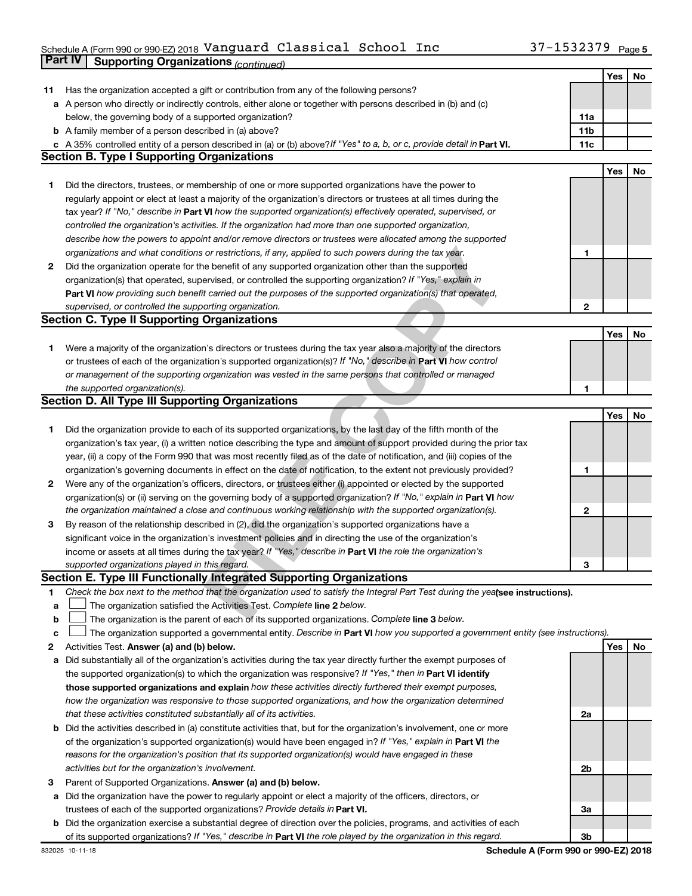Schedule A (Form 990 or 990-EZ) 2018 Vanguard Classical School Inc 37-1532379 Page 5

## Part IV Supporting Organizations *(continued)*

| | | | Yes | No |
|---|---|---|---|---|
| **11** | Has the organization accepted a gift or contribution from any of the following persons? | | | |
| **a** | A person who directly or indirectly controls, either alone or together with persons described in (b) and (c) below, the governing body of a supported organization? | **11a** | | |
| **b** | A family member of a person described in (a) above? | **11b** | | |
| **c** | A 35% controlled entity of a person described in (a) or (b) above? *If "Yes" to a, b, or c, provide detail in* **Part VI.** | **11c** | | |

### Section B. Type I Supporting Organizations

| | | | Yes | No |
|---|---|---|---|---|
| **1** | Did the directors, trustees, or membership of one or more supported organizations have the power to regularly appoint or elect at least a majority of the organization's directors or trustees at all times during the tax year? *If "No," describe in* **Part VI** *how the supported organization(s) effectively operated, supervised, or controlled the organization's activities. If the organization had more than one supported organization, describe how the powers to appoint and/or remove directors or trustees were allocated among the supported organizations and what conditions or restrictions, if any, applied to such powers during the tax year.* | **1** | | |
| **2** | Did the organization operate for the benefit of any supported organization other than the supported organization(s) that operated, supervised, or controlled the supporting organization? *If "Yes," explain in* **Part VI** *how providing such benefit carried out the purposes of the supported organization(s) that operated, supervised, or controlled the supporting organization.* | **2** | | |

### Section C. Type II Supporting Organizations

| | | | Yes | No |
|---|---|---|---|---|
| **1** | Were a majority of the organization's directors or trustees during the tax year also a majority of the directors or trustees of each of the organization's supported organization(s)? *If "No," describe in* **Part VI** *how control or management of the supporting organization was vested in the same persons that controlled or managed the supported organization(s).* | **1** | | |

### Section D. All Type III Supporting Organizations

| | | | Yes | No |
|---|---|---|---|---|
| **1** | Did the organization provide to each of its supported organizations, by the last day of the fifth month of the organization's tax year, (i) a written notice describing the type and amount of support provided during the prior tax year, (ii) a copy of the Form 990 that was most recently filed as of the date of notification, and (iii) copies of the organization's governing documents in effect on the date of notification, to the extent not previously provided? | **1** | | |
| **2** | Were any of the organization's officers, directors, or trustees either (i) appointed or elected by the supported organization(s) or (ii) serving on the governing body of a supported organization? *If "No," explain in* **Part VI** *how the organization maintained a close and continuous working relationship with the supported organization(s).* | **2** | | |
| **3** | By reason of the relationship described in (2), did the organization's supported organizations have a significant voice in the organization's investment policies and in directing the use of the organization's income or assets at all times during the tax year? *If "Yes," describe in* **Part VI** *the role the organization's supported organizations played in this regard.* | **3** | | |

### Section E. Type III Functionally Integrated Supporting Organizations

**1** *Check the box next to the method that the organization used to satisfy the Integral Part Test during the year* **(see instructions).**

**a** ☐ The organization satisfied the Activities Test. *Complete* **line 2** *below.*

**b** ☐ The organization is the parent of each of its supported organizations. *Complete* **line 3** *below.*

**c** ☐ The organization supported a governmental entity. *Describe in* **Part VI** *how you supported a government entity (see instructions).*

| | | | Yes | No |
|---|---|---|---|---|
| **2** | Activities Test. **Answer (a) and (b) below.** | | | |
| **a** | Did substantially all of the organization's activities during the tax year directly further the exempt purposes of the supported organization(s) to which the organization was responsive? *If "Yes," then in* **Part VI identify those supported organizations and explain** *how these activities directly furthered their exempt purposes, how the organization was responsive to those supported organizations, and how the organization determined that these activities constituted substantially all of its activities.* | **2a** | | |
| **b** | Did the activities described in (a) constitute activities that, but for the organization's involvement, one or more of the organization's supported organization(s) would have been engaged in? *If "Yes," explain in* **Part VI** *the reasons for the organization's position that its supported organization(s) would have engaged in these activities but for the organization's involvement.* | **2b** | | |
| **3** | Parent of Supported Organizations. **Answer (a) and (b) below.** | | | |
| **a** | Did the organization have the power to regularly appoint or elect a majority of the officers, directors, or trustees of each of the supported organizations? *Provide details in* **Part VI.** | **3a** | | |
| **b** | Did the organization exercise a substantial degree of direction over the policies, programs, and activities of each of its supported organizations? *If "Yes," describe in* **Part VI** *the role played by the organization in this regard.* | **3b** | | |

832025 10-11-18 **Schedule A (Form 990 or 990-EZ) 2018**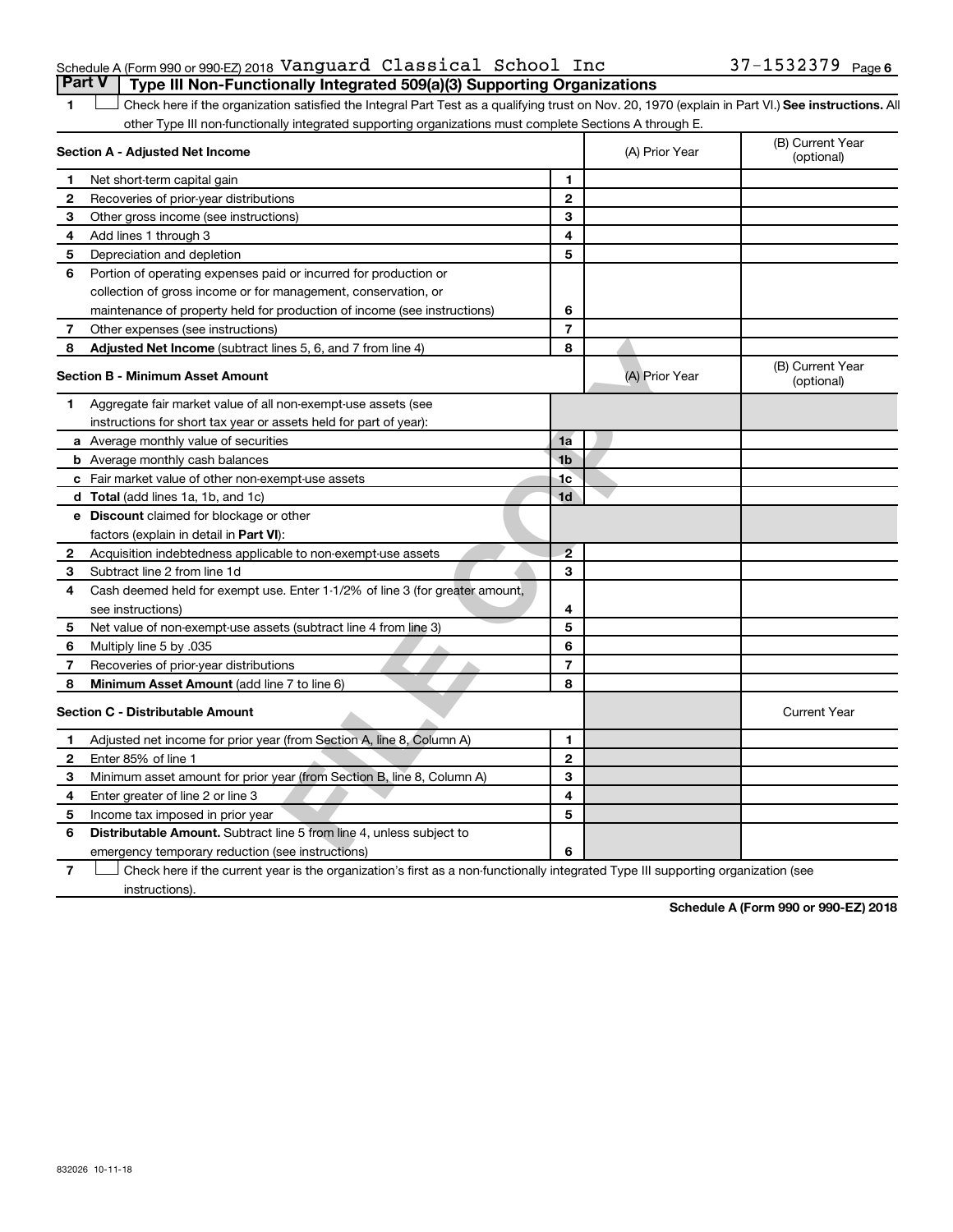Schedule A (Form 990 or 990-EZ) 2018 Vanguard Classical School Inc 37-1532379

## Part V Type III Non-Functionally Integrated 509(a)(3) Supporting Organizations

1 ☐ Check here if the organization satisfied the Integral Part Test as a qualifying trust on Nov. 20, 1970 (explain in Part VI.) **See instructions.** All other Type III non-functionally integrated supporting organizations must complete Sections A through E.

| **Section A - Adjusted Net Income** | | | (A) Prior Year | (B) Current Year (optional) |
|---|---|---|---|---|
| 1 | Net short-term capital gain | 1 | | |
| 2 | Recoveries of prior-year distributions | 2 | | |
| 3 | Other gross income (see instructions) | 3 | | |
| 4 | Add lines 1 through 3 | 4 | | |
| 5 | Depreciation and depletion | 5 | | |
| 6 | Portion of operating expenses paid or incurred for production or collection of gross income or for management, conservation, or maintenance of property held for production of income (see instructions) | 6 | | |
| 7 | Other expenses (see instructions) | 7 | | |
| 8 | **Adjusted Net Income** (subtract lines 5, 6, and 7 from line 4) | 8 | | |

| **Section B - Minimum Asset Amount** | | | (A) Prior Year | (B) Current Year (optional) |
|---|---|---|---|---|
| 1 | Aggregate fair market value of all non-exempt-use assets (see instructions for short tax year or assets held for part of year): | | | |
| a | Average monthly value of securities | 1a | | |
| b | Average monthly cash balances | 1b | | |
| c | Fair market value of other non-exempt-use assets | 1c | | |
| d | **Total** (add lines 1a, 1b, and 1c) | 1d | | |
| e | **Discount** claimed for blockage or other factors (explain in detail in **Part VI**): | | | |
| 2 | Acquisition indebtedness applicable to non-exempt-use assets | 2 | | |
| 3 | Subtract line 2 from line 1d | 3 | | |
| 4 | Cash deemed held for exempt use. Enter 1-1/2% of line 3 (for greater amount, see instructions) | 4 | | |
| 5 | Net value of non-exempt-use assets (subtract line 4 from line 3) | 5 | | |
| 6 | Multiply line 5 by .035 | 6 | | |
| 7 | Recoveries of prior-year distributions | 7 | | |
| 8 | **Minimum Asset Amount** (add line 7 to line 6) | 8 | | |

| **Section C - Distributable Amount** | | | | Current Year |
|---|---|---|---|---|
| 1 | Adjusted net income for prior year (from Section A, line 8, Column A) | 1 | | |
| 2 | Enter 85% of line 1 | 2 | | |
| 3 | Minimum asset amount for prior year (from Section B, line 8, Column A) | 3 | | |
| 4 | Enter greater of line 2 or line 3 | 4 | | |
| 5 | Income tax imposed in prior year | 5 | | |
| 6 | **Distributable Amount.** Subtract line 5 from line 4, unless subject to emergency temporary reduction (see instructions) | 6 | | |

7 ☐ Check here if the current year is the organization's first as a non-functionally integrated Type III supporting organization (see instructions).

**Schedule A (Form 990 or 990-EZ) 2018**

832026 10-11-18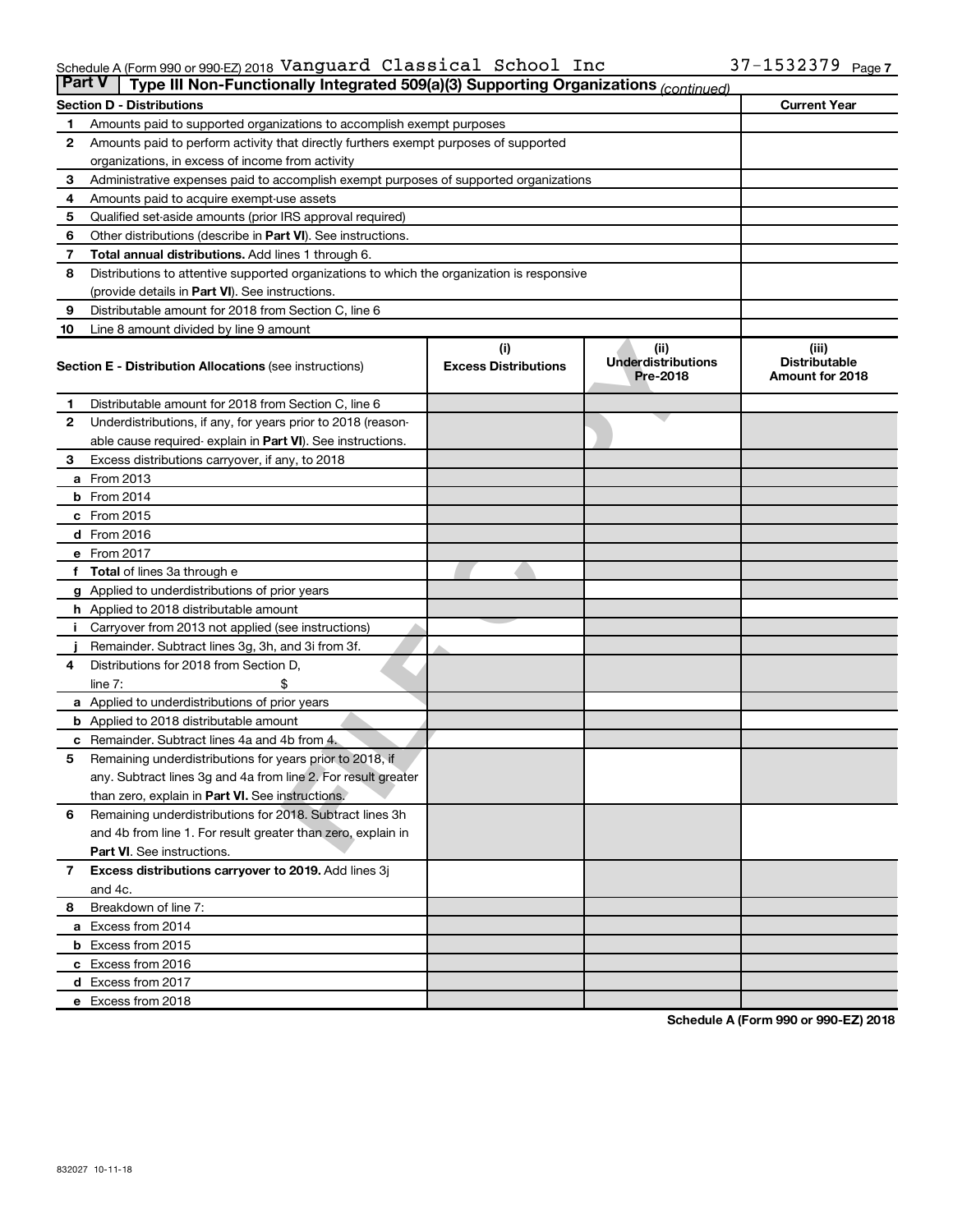Schedule A (Form 990 or 990-EZ) 2018 Vanguard Classical School Inc 37-1532379

## Part V | Type III Non-Functionally Integrated 509(a)(3) Supporting Organizations *(continued)*

| Section D - Distributions | | Current Year |
|---|---|---|
| 1 | Amounts paid to supported organizations to accomplish exempt purposes | |
| 2 | Amounts paid to perform activity that directly furthers exempt purposes of supported organizations, in excess of income from activity | |
| 3 | Administrative expenses paid to accomplish exempt purposes of supported organizations | |
| 4 | Amounts paid to acquire exempt-use assets | |
| 5 | Qualified set-aside amounts (prior IRS approval required) | |
| 6 | Other distributions (describe in **Part VI**). See instructions. | |
| 7 | **Total annual distributions.** Add lines 1 through 6. | |
| 8 | Distributions to attentive supported organizations to which the organization is responsive (provide details in **Part VI**). See instructions. | |
| 9 | Distributable amount for 2018 from Section C, line 6 | |
| 10 | Line 8 amount divided by line 9 amount | |

| | Section E - Distribution Allocations (see instructions) | (i) Excess Distributions | (ii) Underdistributions Pre-2018 | (iii) Distributable Amount for 2018 |
|---|---|---|---|---|
| 1 | Distributable amount for 2018 from Section C, line 6 | | | |
| 2 | Underdistributions, if any, for years prior to 2018 (reasonable cause required- explain in **Part VI**). See instructions. | | | |
| 3 | Excess distributions carryover, if any, to 2018 | | | |
| a | From 2013 | | | |
| b | From 2014 | | | |
| c | From 2015 | | | |
| d | From 2016 | | | |
| e | From 2017 | | | |
| f | **Total** of lines 3a through e | | | |
| g | Applied to underdistributions of prior years | | | |
| h | Applied to 2018 distributable amount | | | |
| i | Carryover from 2013 not applied (see instructions) | | | |
| j | Remainder. Subtract lines 3g, 3h, and 3i from 3f. | | | |
| 4 | Distributions for 2018 from Section D, line 7: $ | | | |
| a | Applied to underdistributions of prior years | | | |
| b | Applied to 2018 distributable amount | | | |
| c | Remainder. Subtract lines 4a and 4b from 4. | | | |
| 5 | Remaining underdistributions for years prior to 2018, if any. Subtract lines 3g and 4a from line 2. For result greater than zero, explain in **Part VI.** See instructions. | | | |
| 6 | Remaining underdistributions for 2018. Subtract lines 3h and 4b from line 1. For result greater than zero, explain in **Part VI**. See instructions. | | | |
| 7 | **Excess distributions carryover to 2019.** Add lines 3j and 4c. | | | |
| 8 | Breakdown of line 7: | | | |
| a | Excess from 2014 | | | |
| b | Excess from 2015 | | | |
| c | Excess from 2016 | | | |
| d | Excess from 2017 | | | |
| e | Excess from 2018 | | | |

**Schedule A (Form 990 or 990-EZ) 2018**

832027 10-11-18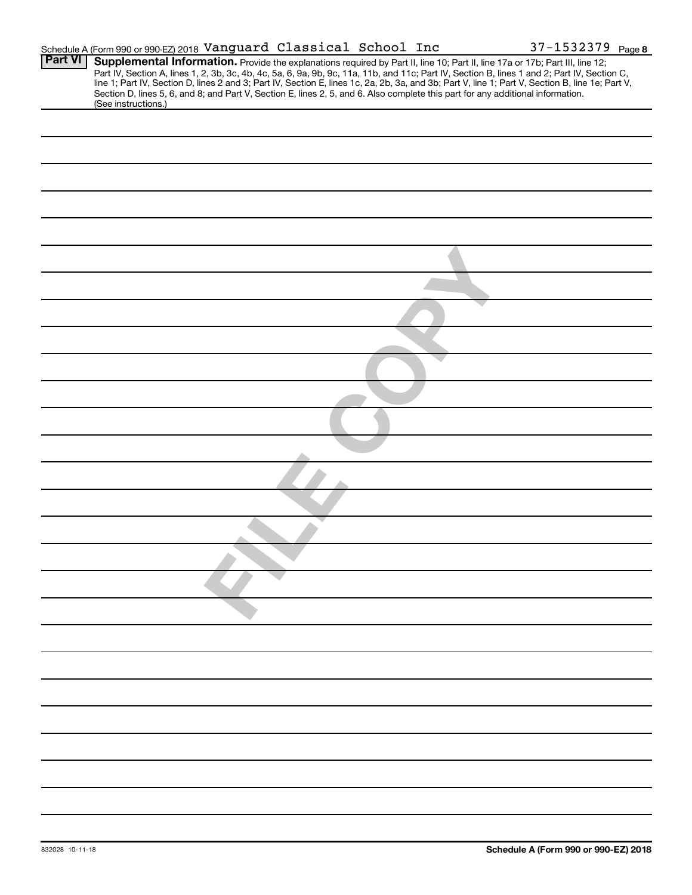Schedule A (Form 990 or 990-EZ) 2018 Vanguard Classical School Inc 37-1532379 Page 8

**Part VI** **Supplemental Information.** Provide the explanations required by Part II, line 10; Part II, line 17a or 17b; Part III, line 12; Part IV, Section A, lines 1, 2, 3b, 3c, 4b, 4c, 5a, 6, 9a, 9b, 9c, 11a, 11b, and 11c; Part IV, Section B, lines 1 and 2; Part IV, Section C, line 1; Part IV, Section D, lines 2 and 3; Part IV, Section E, lines 1c, 2a, 2b, 3a, and 3b; Part V, line 1; Part V, Section B, line 1e; Part V, Section D, lines 5, 6, and 8; and Part V, Section E, lines 2, 5, and 6. Also complete this part for any additional information. (See instructions.)

FILE COPY

832028 10-11-18 **Schedule A (Form 990 or 990-EZ) 2018**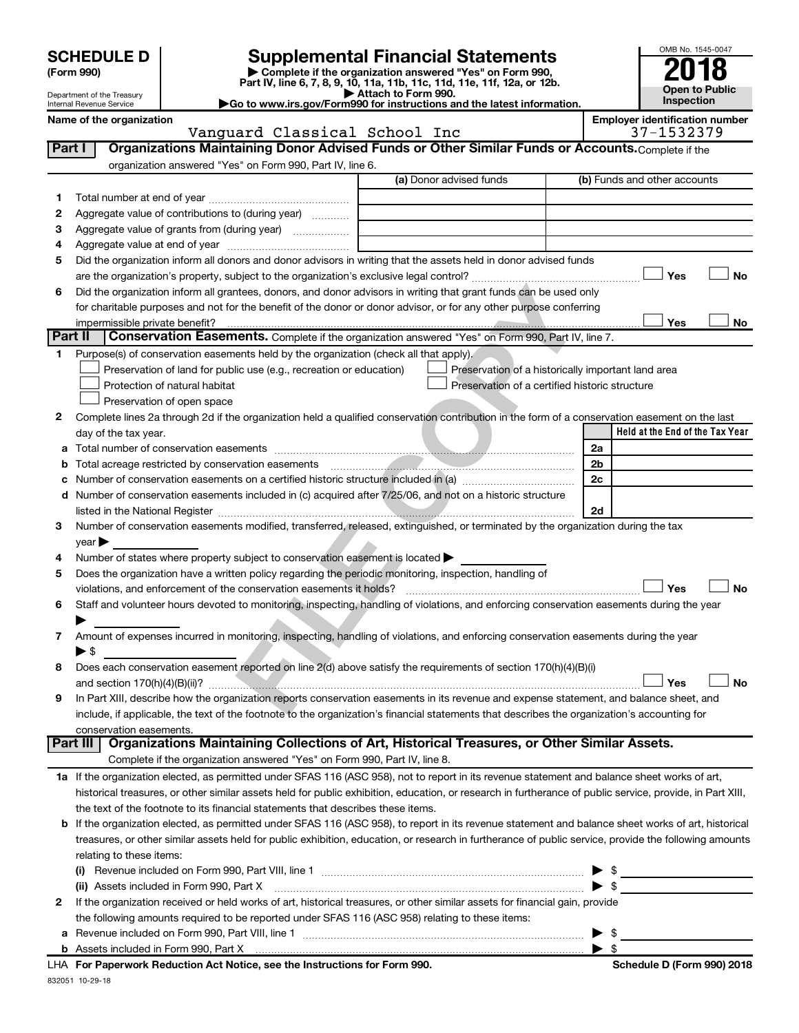**SCHEDULE D (Form 990)**

Department of the Treasury
Internal Revenue Service

# Supplemental Financial Statements

▶ Complete if the organization answered "Yes" on Form 990, Part IV, line 6, 7, 8, 9, 10, 11a, 11b, 11c, 11d, 11e, 11f, 12a, or 12b.
▶ Attach to Form 990.
▶Go to www.irs.gov/Form990 for instructions and the latest information.

OMB No. 1545-0047
**2018**
**Open to Public Inspection**

**Name of the organization:** Vanguard Classical School Inc
**Employer identification number:** 37-1532379

## Part I Organizations Maintaining Donor Advised Funds or Other Similar Funds or Accounts.

Complete if the organization answered "Yes" on Form 990, Part IV, line 6.

| | | (a) Donor advised funds | (b) Funds and other accounts |
|---|---|---|---|
| 1 | Total number at end of year | | |
| 2 | Aggregate value of contributions to (during year) | | |
| 3 | Aggregate value of grants from (during year) | | |
| 4 | Aggregate value at end of year | | |

5 Did the organization inform all donors and donor advisors in writing that the assets held in donor advised funds are the organization's property, subject to the organization's exclusive legal control? ☐ Yes ☐ No

6 Did the organization inform all grantees, donors, and donor advisors in writing that grant funds can be used only for charitable purposes and not for the benefit of the donor or donor advisor, or for any other purpose conferring impermissible private benefit? ☐ Yes ☐ No

## Part II Conservation Easements.

Complete if the organization answered "Yes" on Form 990, Part IV, line 7.

1 Purpose(s) of conservation easements held by the organization (check all that apply).

- ☐ Preservation of land for public use (e.g., recreation or education)
- ☐ Protection of natural habitat
- ☐ Preservation of open space
- ☐ Preservation of a historically important land area
- ☐ Preservation of a certified historic structure

2 Complete lines 2a through 2d if the organization held a qualified conservation contribution in the form of a conservation easement on the last day of the tax year.

| | | | Held at the End of the Tax Year |
|---|---|---|---|
| a | Total number of conservation easements | 2a | |
| b | Total acreage restricted by conservation easements | 2b | |
| c | Number of conservation easements on a certified historic structure included in (a) | 2c | |
| d | Number of conservation easements included in (c) acquired after 7/25/06, and not on a historic structure listed in the National Register | 2d | |

3 Number of conservation easements modified, transferred, released, extinguished, or terminated by the organization during the tax year ▶

4 Number of states where property subject to conservation easement is located ▶

5 Does the organization have a written policy regarding the periodic monitoring, inspection, handling of violations, and enforcement of the conservation easements it holds? ☐ Yes ☐ No

6 Staff and volunteer hours devoted to monitoring, inspecting, handling of violations, and enforcing conservation easements during the year ▶

7 Amount of expenses incurred in monitoring, inspecting, handling of violations, and enforcing conservation easements during the year ▶ $

8 Does each conservation easement reported on line 2(d) above satisfy the requirements of section 170(h)(4)(B)(i) and section 170(h)(4)(B)(ii)? ☐ Yes ☐ No

9 In Part XIII, describe how the organization reports conservation easements in its revenue and expense statement, and balance sheet, and include, if applicable, the text of the footnote to the organization's financial statements that describes the organization's accounting for conservation easements.

## Part III Organizations Maintaining Collections of Art, Historical Treasures, or Other Similar Assets.

Complete if the organization answered "Yes" on Form 990, Part IV, line 8.

1a If the organization elected, as permitted under SFAS 116 (ASC 958), not to report in its revenue statement and balance sheet works of art, historical treasures, or other similar assets held for public exhibition, education, or research in furtherance of public service, provide, in Part XIII, the text of the footnote to its financial statements that describes these items.

b If the organization elected, as permitted under SFAS 116 (ASC 958), to report in its revenue statement and balance sheet works of art, historical treasures, or other similar assets held for public exhibition, education, or research in furtherance of public service, provide the following amounts relating to these items:

(i) Revenue included on Form 990, Part VIII, line 1 ▶ $

(ii) Assets included in Form 990, Part X ▶ $

2 If the organization received or held works of art, historical treasures, or other similar assets for financial gain, provide the following amounts required to be reported under SFAS 116 (ASC 958) relating to these items:

a Revenue included on Form 990, Part VIII, line 1 ▶ $

b Assets included in Form 990, Part X ▶ $

LHA For Paperwork Reduction Act Notice, see the Instructions for Form 990. Schedule D (Form 990) 2018

832051 10-29-18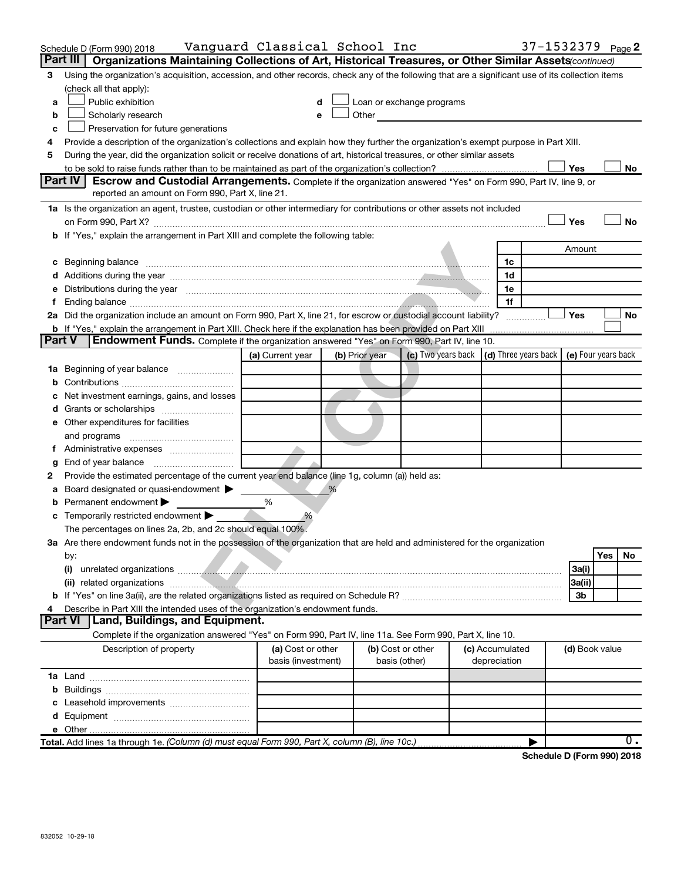Schedule D (Form 990) 2018 Vanguard Classical School Inc 37-1532379 Page 2

**Part III | Organizations Maintaining Collections of Art, Historical Treasures, or Other Similar Assets** *(continued)*

3 Using the organization's acquisition, accession, and other records, check any of the following that are a significant use of its collection items (check all that apply):

a ☐ Public exhibition
b ☐ Scholarly research
c ☐ Preservation for future generations
d ☐ Loan or exchange programs
e ☐ Other

4 Provide a description of the organization's collections and explain how they further the organization's exempt purpose in Part XIII.

5 During the year, did the organization solicit or receive donations of art, historical treasures, or other similar assets to be sold to raise funds rather than to be maintained as part of the organization's collection? ☐ Yes ☐ No

**Part IV | Escrow and Custodial Arrangements.** Complete if the organization answered "Yes" on Form 990, Part IV, line 9, or reported an amount on Form 990, Part X, line 21.

1a Is the organization an agent, trustee, custodian or other intermediary for contributions or other assets not included on Form 990, Part X? ☐ Yes ☐ No

b If "Yes," explain the arrangement in Part XIII and complete the following table:

| | | Amount |
|---|---|---|
| c Beginning balance | 1c | |
| d Additions during the year | 1d | |
| e Distributions during the year | 1e | |
| f Ending balance | 1f | |

2a Did the organization include an amount on Form 990, Part X, line 21, for escrow or custodial account liability? ☐ Yes ☐ No

b If "Yes," explain the arrangement in Part XIII. Check here if the explanation has been provided on Part XIII ☐

**Part V | Endowment Funds.** Complete if the organization answered "Yes" on Form 990, Part IV, line 10.

| | (a) Current year | (b) Prior year | (c) Two years back | (d) Three years back | (e) Four years back |
|---|---|---|---|---|---|
| 1a Beginning of year balance | | | | | |
| b Contributions | | | | | |
| c Net investment earnings, gains, and losses | | | | | |
| d Grants or scholarships | | | | | |
| e Other expenditures for facilities and programs | | | | | |
| f Administrative expenses | | | | | |
| g End of year balance | | | | | |

2 Provide the estimated percentage of the current year end balance (line 1g, column (a)) held as:

a Board designated or quasi-endowment ▶ %
b Permanent endowment ▶ %
c Temporarily restricted endowment ▶ %

The percentages on lines 2a, 2b, and 2c should equal 100%.

3a Are there endowment funds not in the possession of the organization that are held and administered for the organization by:

| | | Yes | No |
|---|---|---|---|
| (i) unrelated organizations | 3a(i) | | |
| (ii) related organizations | 3a(ii) | | |
| b If "Yes" on line 3a(ii), are the related organizations listed as required on Schedule R? | 3b | | |

4 Describe in Part XIII the intended uses of the organization's endowment funds.

**Part VI | Land, Buildings, and Equipment.**

Complete if the organization answered "Yes" on Form 990, Part IV, line 11a. See Form 990, Part X, line 10.

| Description of property | (a) Cost or other basis (investment) | (b) Cost or other basis (other) | (c) Accumulated depreciation | (d) Book value |
|---|---|---|---|---|
| 1a Land | | | | |
| b Buildings | | | | |
| c Leasehold improvements | | | | |
| d Equipment | | | | |
| e Other | | | | |
| **Total.** Add lines 1a through 1e. *(Column (d) must equal Form 990, Part X, column (B), line 10c.)* | | | ▶ | 0. |

**Schedule D (Form 990) 2018**

832052 10-29-18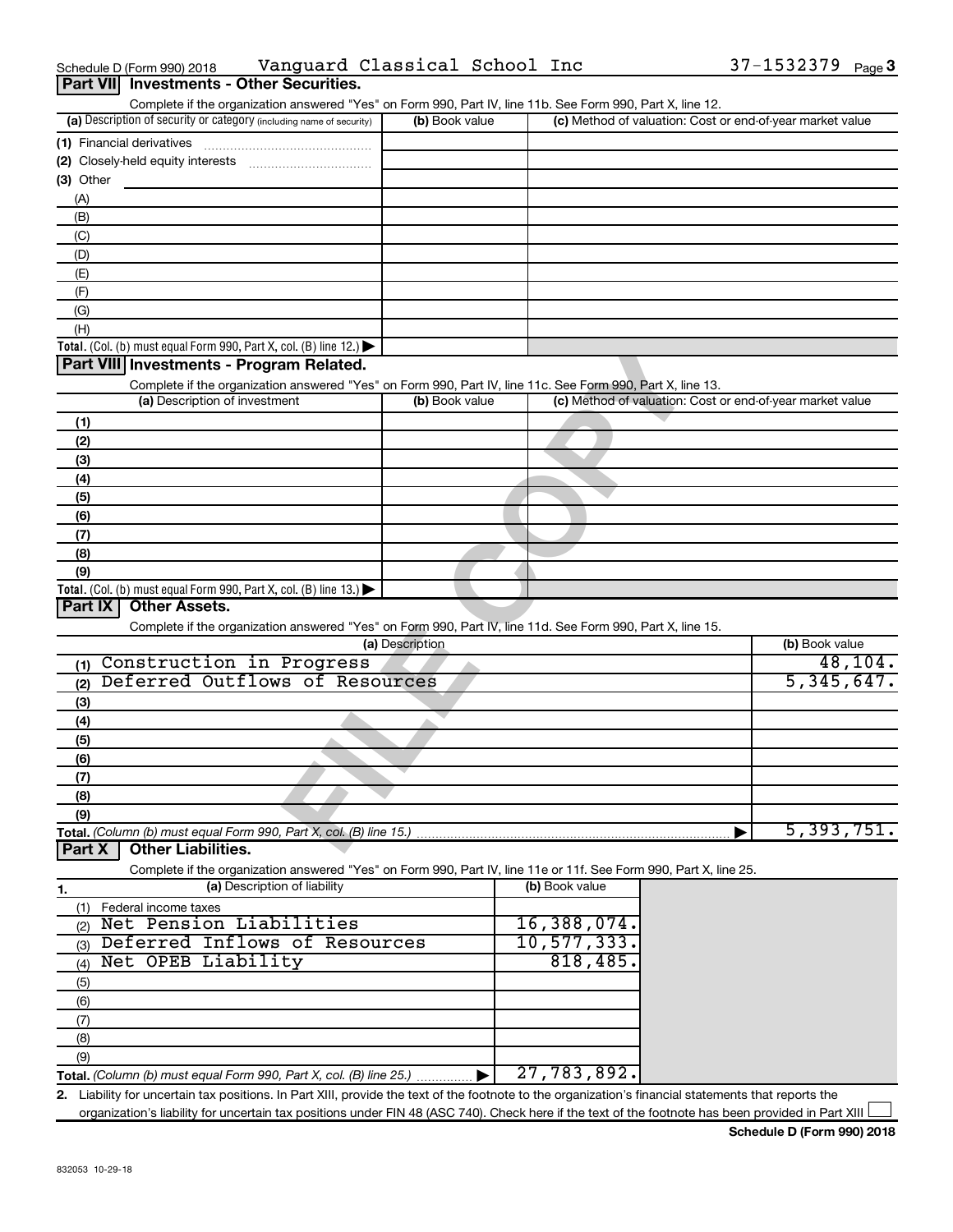Schedule D (Form 990) 2018 Vanguard Classical School Inc 37-1532379

## Part VII Investments - Other Securities.

Complete if the organization answered "Yes" on Form 990, Part IV, line 11b. See Form 990, Part X, line 12.

| (a) Description of security or category (including name of security) | (b) Book value | (c) Method of valuation: Cost or end-of-year market value |
|---|---|---|
| (1) Financial derivatives | | |
| (2) Closely-held equity interests | | |
| (3) Other | | |
| (A) | | |
| (B) | | |
| (C) | | |
| (D) | | |
| (E) | | |
| (F) | | |
| (G) | | |
| (H) | | |
| **Total.** (Col. (b) must equal Form 990, Part X, col. (B) line 12.) ▶ | | |

## Part VIII Investments - Program Related.

Complete if the organization answered "Yes" on Form 990, Part IV, line 11c. See Form 990, Part X, line 13.

| (a) Description of investment | (b) Book value | (c) Method of valuation: Cost or end-of-year market value |
|---|---|---|
| (1) | | |
| (2) | | |
| (3) | | |
| (4) | | |
| (5) | | |
| (6) | | |
| (7) | | |
| (8) | | |
| (9) | | |
| **Total.** (Col. (b) must equal Form 990, Part X, col. (B) line 13.) ▶ | | |

## Part IX Other Assets.

Complete if the organization answered "Yes" on Form 990, Part IV, line 11d. See Form 990, Part X, line 15.

| (a) Description | (b) Book value |
|---|---|
| (1) Construction in Progress | 48,104. |
| (2) Deferred Outflows of Resources | 5,345,647. |
| (3) | |
| (4) | |
| (5) | |
| (6) | |
| (7) | |
| (8) | |
| (9) | |
| **Total.** (Column (b) must equal Form 990, Part X, col. (B) line 15.) ▶ | 5,393,751. |

## Part X Other Liabilities.

Complete if the organization answered "Yes" on Form 990, Part IV, line 11e or 11f. See Form 990, Part X, line 25.

| 1. (a) Description of liability | (b) Book value |
|---|---|
| (1) Federal income taxes | |
| (2) Net Pension Liabilities | 16,388,074. |
| (3) Deferred Inflows of Resources | 10,577,333. |
| (4) Net OPEB Liability | 818,485. |
| (5) | |
| (6) | |
| (7) | |
| (8) | |
| (9) | |
| **Total.** (Column (b) must equal Form 990, Part X, col. (B) line 25.) ▶ | 27,783,892. |

2. Liability for uncertain tax positions. In Part XIII, provide the text of the footnote to the organization's financial statements that reports the organization's liability for uncertain tax positions under FIN 48 (ASC 740). Check here if the text of the footnote has been provided in Part XIII ☐

**Schedule D (Form 990) 2018**

832053 10-29-18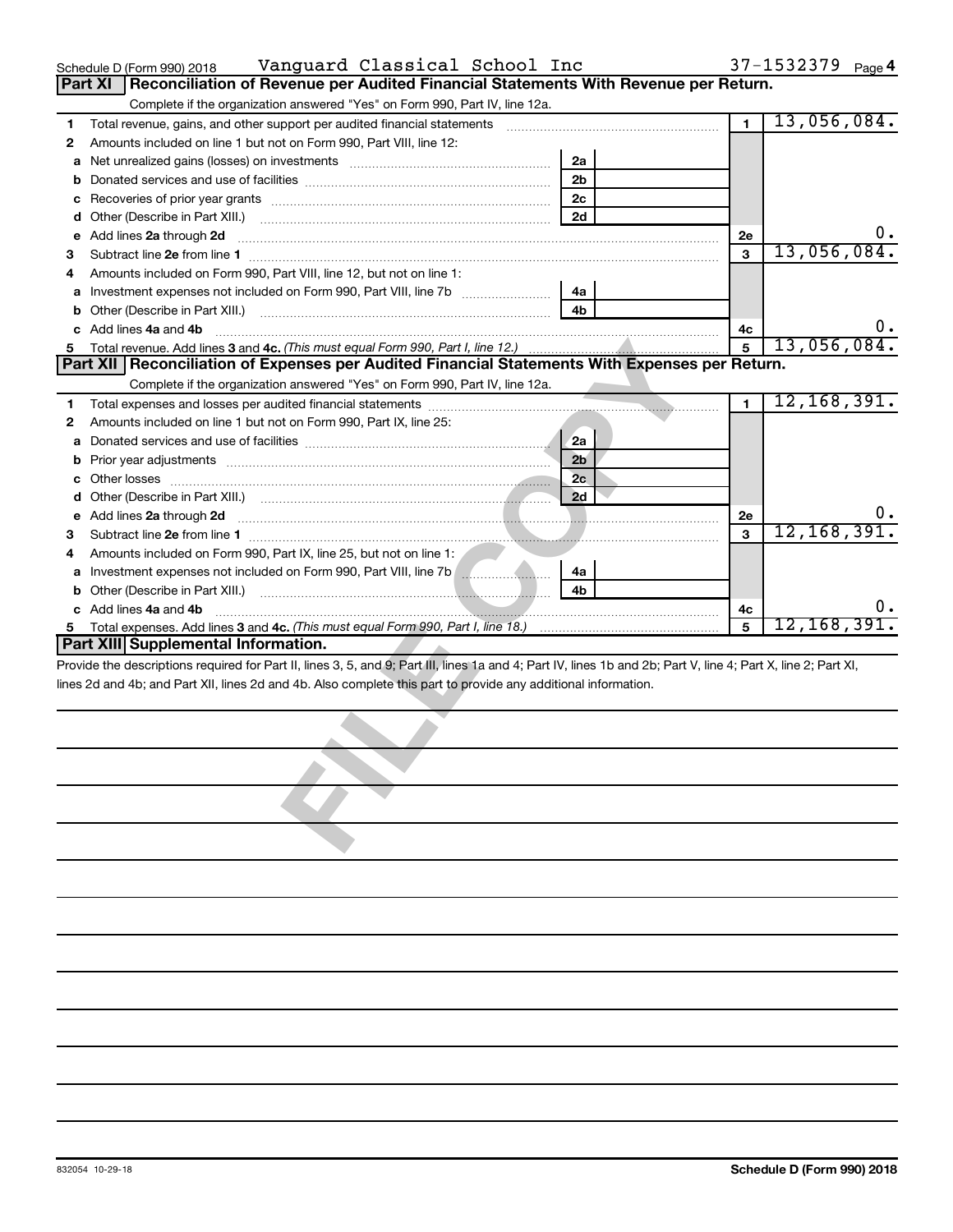Schedule D (Form 990) 2018 Vanguard Classical School Inc 37-1532379 Page 4

## Part XI Reconciliation of Revenue per Audited Financial Statements With Revenue per Return.

Complete if the organization answered "Yes" on Form 990, Part IV, line 12a.

| | | | | | |
|---|---|---|---|---|---|
| 1 | Total revenue, gains, and other support per audited financial statements | | | 1 | 13,056,084. |
| 2 | Amounts included on line 1 but not on Form 990, Part VIII, line 12: | | | | |
| a | Net unrealized gains (losses) on investments | 2a | | | |
| b | Donated services and use of facilities | 2b | | | |
| c | Recoveries of prior year grants | 2c | | | |
| d | Other (Describe in Part XIII.) | 2d | | | |
| e | Add lines 2a through 2d | | | 2e | 0. |
| 3 | Subtract line 2e from line 1 | | | 3 | 13,056,084. |
| 4 | Amounts included on Form 990, Part VIII, line 12, but not on line 1: | | | | |
| a | Investment expenses not included on Form 990, Part VIII, line 7b | 4a | | | |
| b | Other (Describe in Part XIII.) | 4b | | | |
| c | Add lines 4a and 4b | | | 4c | 0. |
| 5 | Total revenue. Add lines 3 and 4c. *(This must equal Form 990, Part I, line 12.)* | | | 5 | 13,056,084. |

## Part XII Reconciliation of Expenses per Audited Financial Statements With Expenses per Return.

Complete if the organization answered "Yes" on Form 990, Part IV, line 12a.

| | | | | | |
|---|---|---|---|---|---|
| 1 | Total expenses and losses per audited financial statements | | | 1 | 12,168,391. |
| 2 | Amounts included on line 1 but not on Form 990, Part IX, line 25: | | | | |
| a | Donated services and use of facilities | 2a | | | |
| b | Prior year adjustments | 2b | | | |
| c | Other losses | 2c | | | |
| d | Other (Describe in Part XIII.) | 2d | | | |
| e | Add lines 2a through 2d | | | 2e | 0. |
| 3 | Subtract line 2e from line 1 | | | 3 | 12,168,391. |
| 4 | Amounts included on Form 990, Part IX, line 25, but not on line 1: | | | | |
| a | Investment expenses not included on Form 990, Part VIII, line 7b | 4a | | | |
| b | Other (Describe in Part XIII.) | 4b | | | |
| c | Add lines 4a and 4b | | | 4c | 0. |
| 5 | Total expenses. Add lines 3 and 4c. *(This must equal Form 990, Part I, line 18.)* | | | 5 | 12,168,391. |

## Part XIII Supplemental Information.

Provide the descriptions required for Part II, lines 3, 5, and 9; Part III, lines 1a and 4; Part IV, lines 1b and 2b; Part V, line 4; Part X, line 2; Part XI, lines 2d and 4b; and Part XII, lines 2d and 4b. Also complete this part to provide any additional information.

832054 10-29-18 Schedule D (Form 990) 2018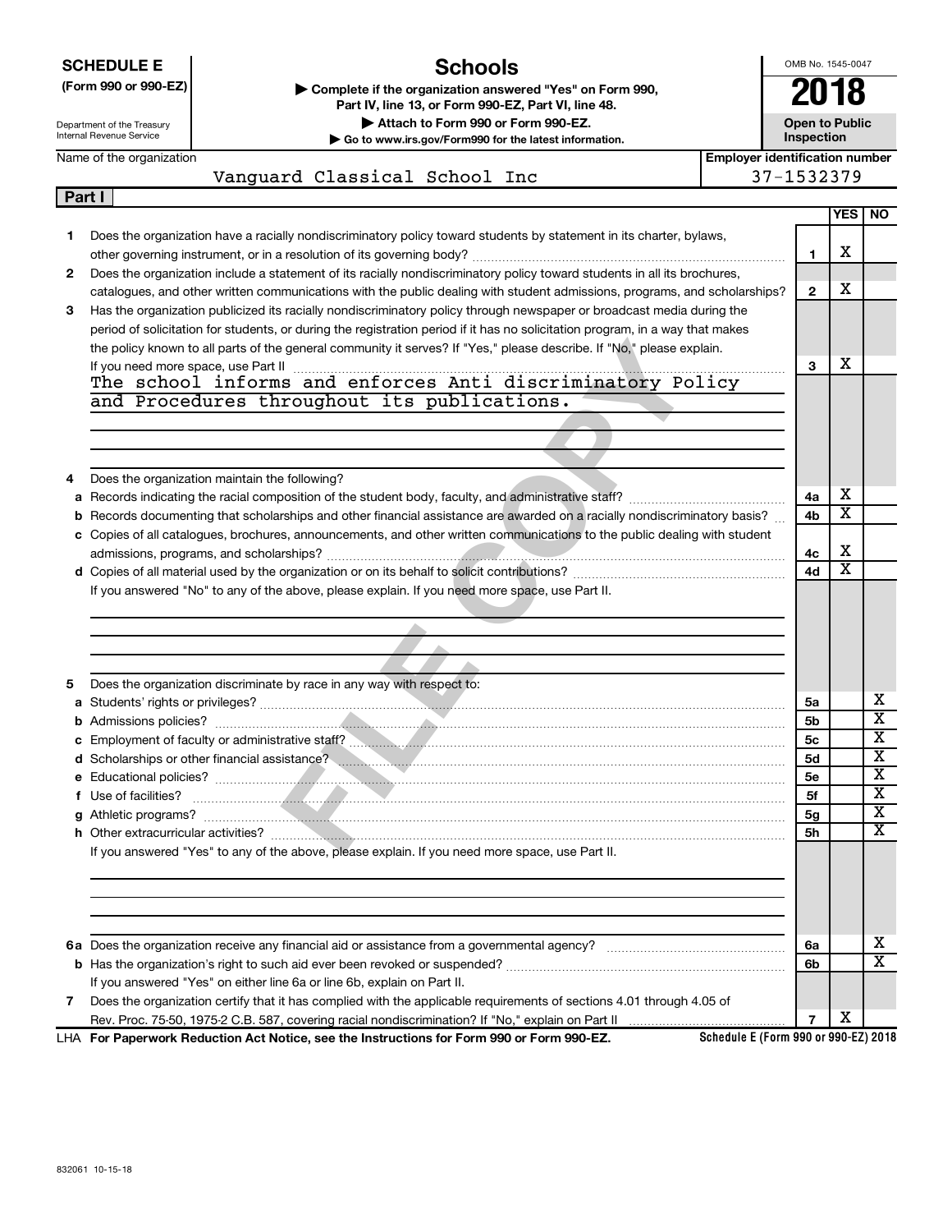**SCHEDULE E (Form 990 or 990-EZ)**

Department of the Treasury
Internal Revenue Service

# Schools

▶ Complete if the organization answered "Yes" on Form 990, Part IV, line 13, or Form 990-EZ, Part VI, line 48.
▶ Attach to Form 990 or Form 990-EZ.
▶ Go to www.irs.gov/Form990 for the latest information.

OMB No. 1545-0047

**2018**

**Open to Public Inspection**

Name of the organization: Vanguard Classical School Inc

Employer identification number: 37-1532379

## Part I

| | | | YES | NO |
|---|---|---|---|---|
| 1 | Does the organization have a racially nondiscriminatory policy toward students by statement in its charter, bylaws, other governing instrument, or in a resolution of its governing body? | 1 | X | |
| 2 | Does the organization include a statement of its racially nondiscriminatory policy toward students in all its brochures, catalogues, and other written communications with the public dealing with student admissions, programs, and scholarships? | 2 | X | |
| 3 | Has the organization publicized its racially nondiscriminatory policy through newspaper or broadcast media during the period of solicitation for students, or during the registration period if it has no solicitation program, in a way that makes the policy known to all parts of the general community it serves? If "Yes," please describe. If "No," please explain. If you need more space, use Part II | 3 | X | |

The school informs and enforces Anti discriminatory Policy and Procedures throughout its publications.

| | | | YES | NO |
|---|---|---|---|---|
| 4 | Does the organization maintain the following? | | | |
| a | Records indicating the racial composition of the student body, faculty, and administrative staff? | 4a | X | |
| b | Records documenting that scholarships and other financial assistance are awarded on a racially nondiscriminatory basis? | 4b | X | |
| c | Copies of all catalogues, brochures, announcements, and other written communications to the public dealing with student admissions, programs, and scholarships? | 4c | X | |
| d | Copies of all material used by the organization or on its behalf to solicit contributions? | 4d | X | |

If you answered "No" to any of the above, please explain. If you need more space, use Part II.

| | | | YES | NO |
|---|---|---|---|---|
| 5 | Does the organization discriminate by race in any way with respect to: | | | |
| a | Students' rights or privileges? | 5a | | X |
| b | Admissions policies? | 5b | | X |
| c | Employment of faculty or administrative staff? | 5c | | X |
| d | Scholarships or other financial assistance? | 5d | | X |
| e | Educational policies? | 5e | | X |
| f | Use of facilities? | 5f | | X |
| g | Athletic programs? | 5g | | X |
| h | Other extracurricular activities? | 5h | | X |

If you answered "Yes" to any of the above, please explain. If you need more space, use Part II.

| | | | YES | NO |
|---|---|---|---|---|
| 6a | Does the organization receive any financial aid or assistance from a governmental agency? | 6a | | X |
| b | Has the organization's right to such aid ever been revoked or suspended? | 6b | | X |
| | If you answered "Yes" on either line 6a or line 6b, explain on Part II. | | | |
| 7 | Does the organization certify that it has complied with the applicable requirements of sections 4.01 through 4.05 of Rev. Proc. 75-50, 1975-2 C.B. 587, covering racial nondiscrimination? If "No," explain on Part II | 7 | X | |

LHA **For Paperwork Reduction Act Notice, see the Instructions for Form 990 or Form 990-EZ.** **Schedule E (Form 990 or 990-EZ) 2018**

832061 10-15-18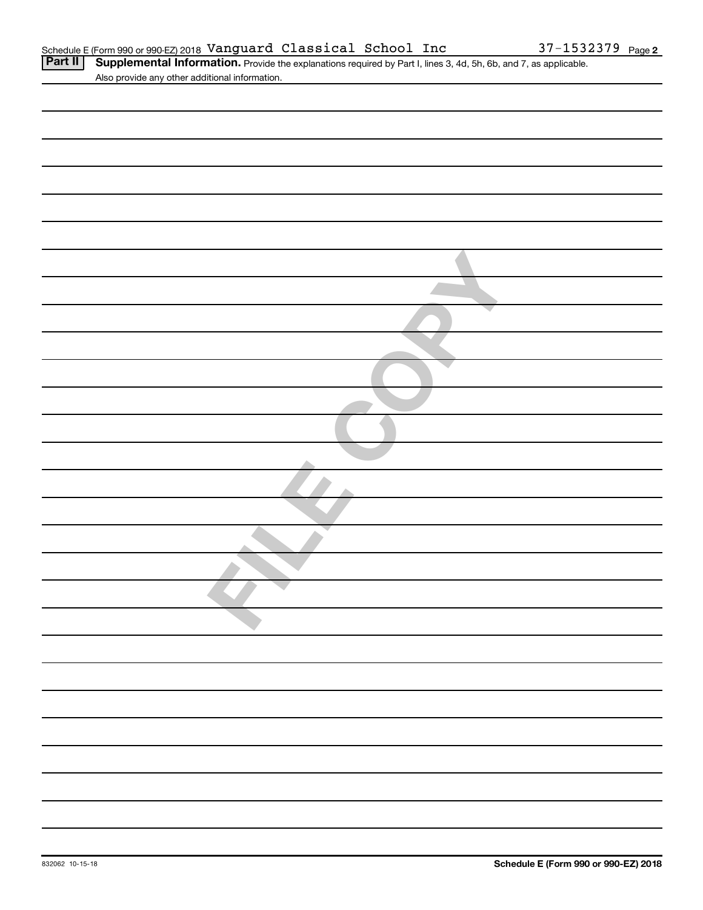Schedule E (Form 990 or 990-EZ) 2018 Vanguard Classical School Inc 37-1532379 Page **2**

**Part II** **Supplemental Information.** Provide the explanations required by Part I, lines 3, 4d, 5h, 6b, and 7, as applicable. Also provide any other additional information.

FILE COPY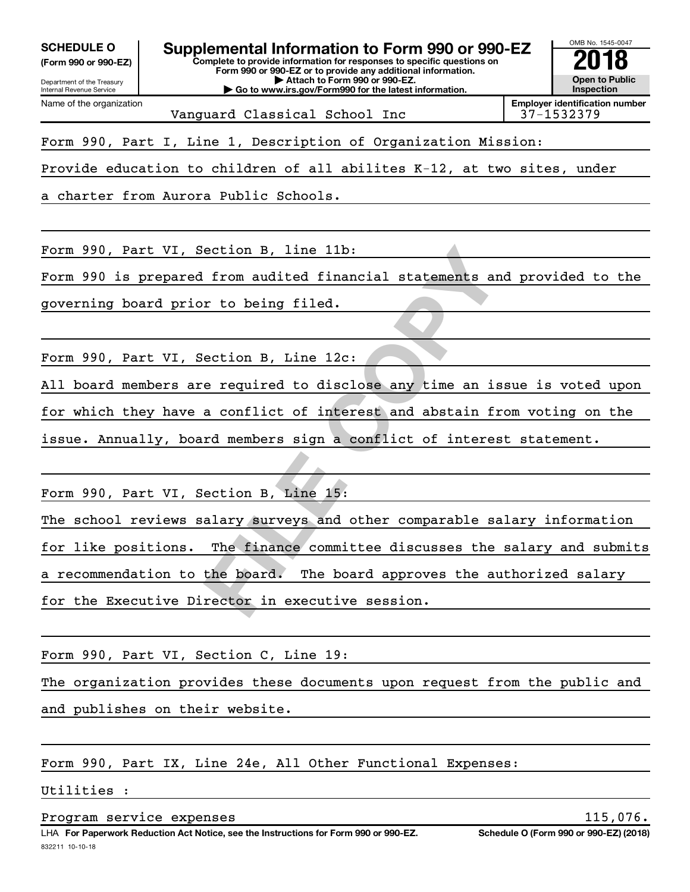**SCHEDULE O**
**(Form 990 or 990-EZ)**

Department of the Treasury
Internal Revenue Service

# Supplemental Information to Form 990 or 990-EZ

**Complete to provide information for responses to specific questions on Form 990 or 990-EZ or to provide any additional information.**
**▶ Attach to Form 990 or 990-EZ.**
**▶ Go to www.irs.gov/Form990 for the latest information.**

OMB No. 1545-0047
**2018**
**Open to Public Inspection**

| Name of the organization | Employer identification number |
|---|---|
| Vanguard Classical School Inc | 37-1532379 |

Form 990, Part I, Line 1, Description of Organization Mission:

Provide education to children of all abilites K-12, at two sites, under a charter from Aurora Public Schools.

Form 990, Part VI, Section B, line 11b:

Form 990 is prepared from audited financial statements and provided to the governing board prior to being filed.

Form 990, Part VI, Section B, Line 12c:

All board members are required to disclose any time an issue is voted upon for which they have a conflict of interest and abstain from voting on the issue. Annually, board members sign a conflict of interest statement.

Form 990, Part VI, Section B, Line 15:

The school reviews salary surveys and other comparable salary information for like positions. The finance committee discusses the salary and submits a recommendation to the board. The board approves the authorized salary for the Executive Director in executive session.

Form 990, Part VI, Section C, Line 19:

The organization provides these documents upon request from the public and and publishes on their website.

Form 990, Part IX, Line 24e, All Other Functional Expenses:

Utilities :

| | |
|---|---|
| Program service expenses | 115,076. |

LHA **For Paperwork Reduction Act Notice, see the Instructions for Form 990 or 990-EZ.** **Schedule O (Form 990 or 990-EZ) (2018)**
832211 10-10-18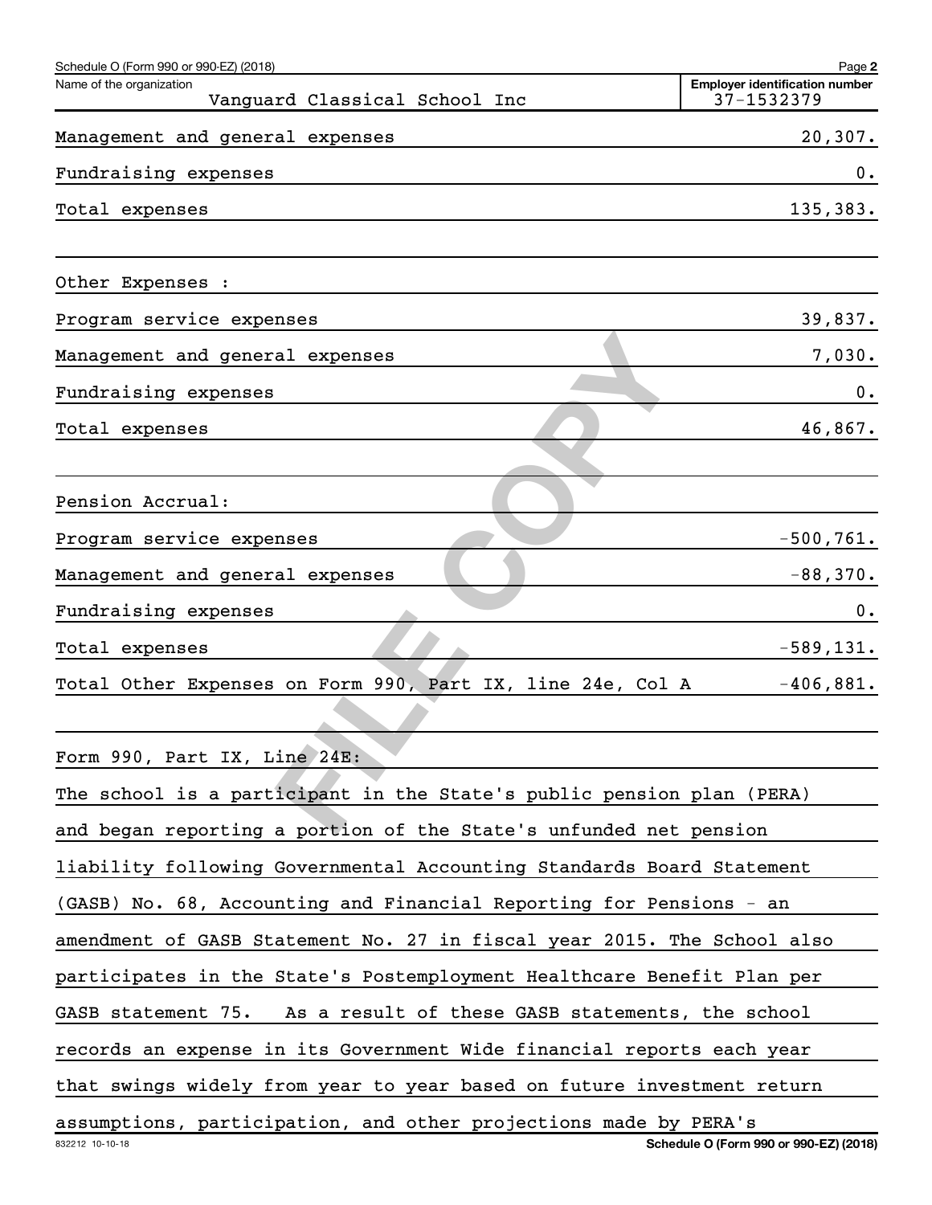Schedule O (Form 990 or 990-EZ) (2018)

Name of the organization: Vanguard Classical School Inc

Employer identification number: 37-1532379

| | |
|---|---|
| Management and general expenses | 20,307. |
| Fundraising expenses | 0. |
| Total expenses | 135,383. |

Other Expenses :

| | |
|---|---|
| Program service expenses | 39,837. |
| Management and general expenses | 7,030. |
| Fundraising expenses | 0. |
| Total expenses | 46,867. |

Pension Accrual:

| | |
|---|---|
| Program service expenses | -500,761. |
| Management and general expenses | -88,370. |
| Fundraising expenses | 0. |
| Total expenses | -589,131. |
| Total Other Expenses on Form 990, Part IX, line 24e, Col A | -406,881. |

Form 990, Part IX, Line 24E:

The school is a participant in the State's public pension plan (PERA) and began reporting a portion of the State's unfunded net pension liability following Governmental Accounting Standards Board Statement (GASB) No. 68, Accounting and Financial Reporting for Pensions - an amendment of GASB Statement No. 27 in fiscal year 2015. The School also participates in the State's Postemployment Healthcare Benefit Plan per GASB statement 75. As a result of these GASB statements, the school records an expense in its Government Wide financial reports each year that swings widely from year to year based on future investment return assumptions, participation, and other projections made by PERA's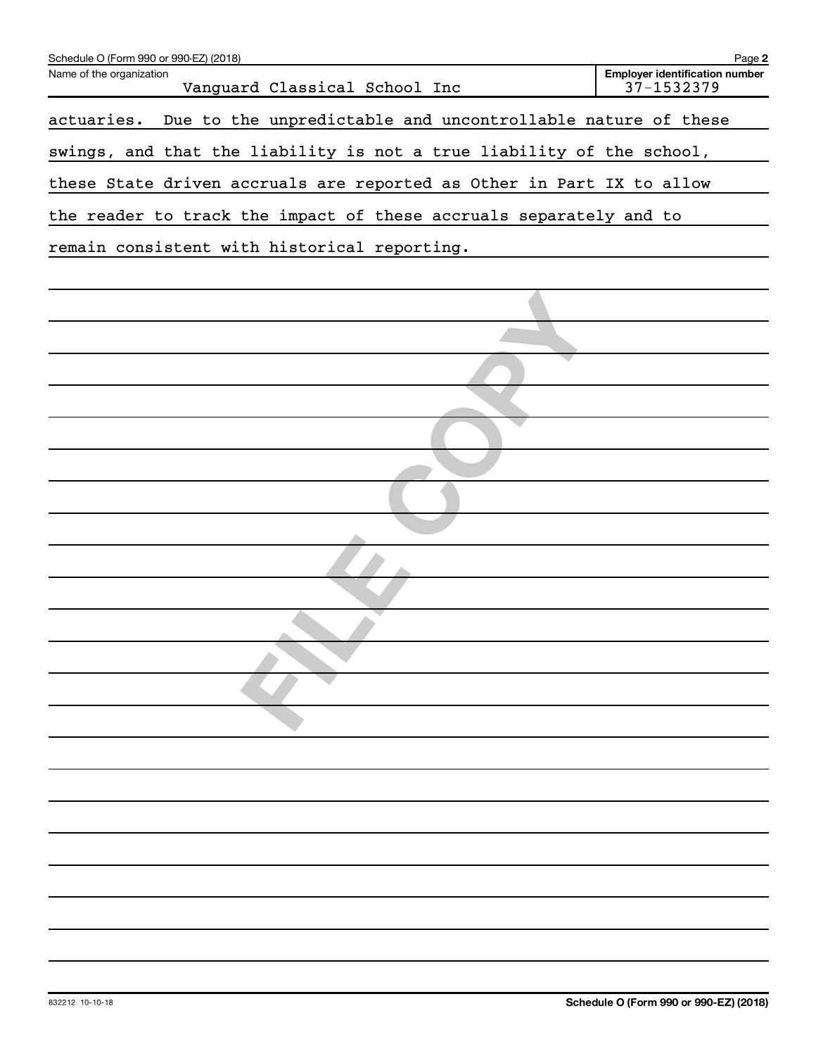Name of the organization: Vanguard Classical School Inc

Employer identification number: 37-1532379

actuaries. Due to the unpredictable and uncontrollable nature of these swings, and that the liability is not a true liability of the school, these State driven accruals are reported as Other in Part IX to allow the reader to track the impact of these accruals separately and to remain consistent with historical reporting.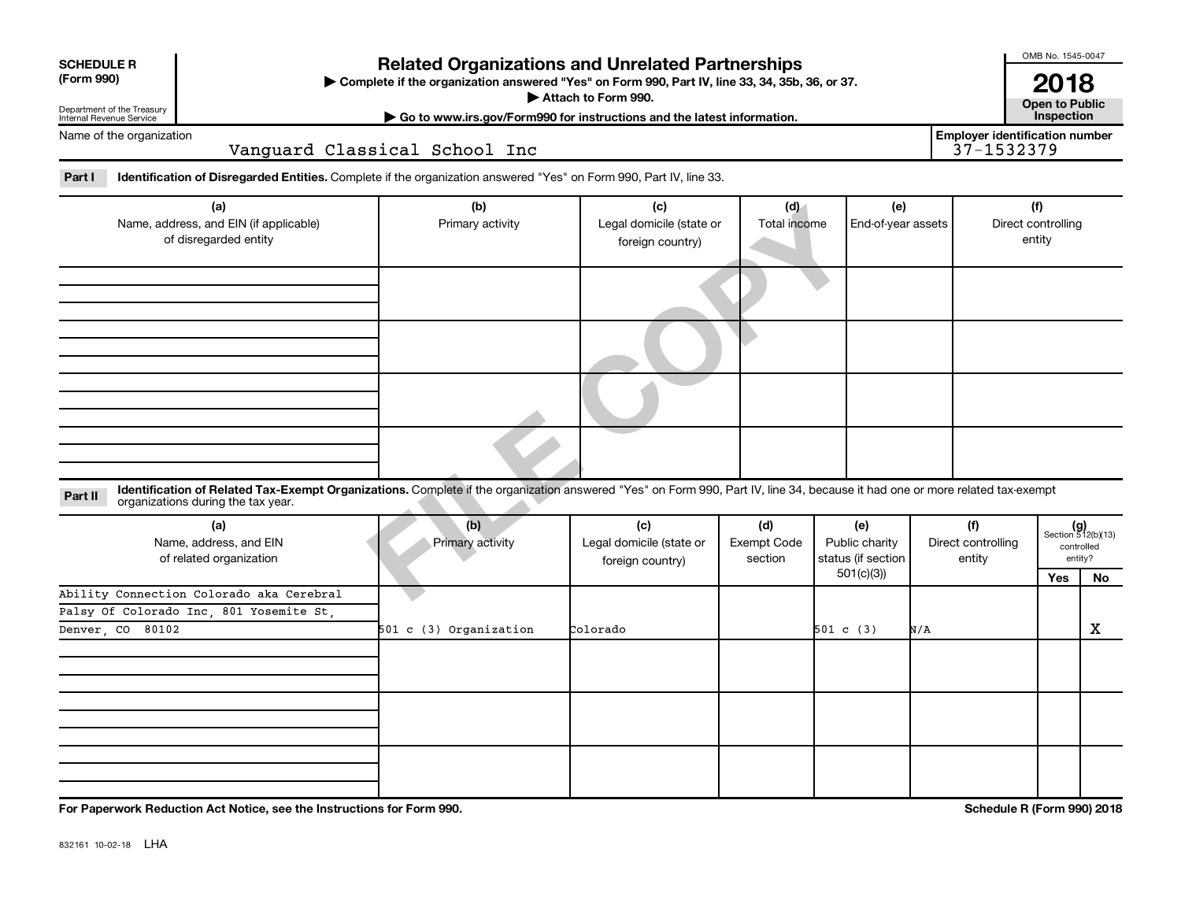**SCHEDULE R (Form 990)**

Department of the Treasury
Internal Revenue Service

# Related Organizations and Unrelated Partnerships

▶ Complete if the organization answered "Yes" on Form 990, Part IV, line 33, 34, 35b, 36, or 37.
▶ Attach to Form 990.
▶ Go to www.irs.gov/Form990 for instructions and the latest information.

OMB No. 1545-0047
**2018**
**Open to Public Inspection**

Name of the organization: Vanguard Classical School Inc

Employer identification number: 37-1532379

**Part I** **Identification of Disregarded Entities.** Complete if the organization answered "Yes" on Form 990, Part IV, line 33.

| (a) Name, address, and EIN (if applicable) of disregarded entity | (b) Primary activity | (c) Legal domicile (state or foreign country) | (d) Total income | (e) End-of-year assets | (f) Direct controlling entity |
|---|---|---|---|---|---|
| | | | | | |
| | | | | | |
| | | | | | |
| | | | | | |

**Part II** **Identification of Related Tax-Exempt Organizations.** Complete if the organization answered "Yes" on Form 990, Part IV, line 34, because it had one or more related tax-exempt organizations during the tax year.

| (a) Name, address, and EIN of related organization | (b) Primary activity | (c) Legal domicile (state or foreign country) | (d) Exempt Code section | (e) Public charity status (if section 501(c)(3)) | (f) Direct controlling entity | (g) Section 512(b)(13) controlled entity? Yes | No |
|---|---|---|---|---|---|---|---|
| Ability Connection Colorado aka Cerebral Palsy Of Colorado Inc, 801 Yosemite St, Denver, CO 80102 | 501 c (3) Organization | Colorado | | 501 c (3) | N/A | | X |
| | | | | | | | |
| | | | | | | | |
| | | | | | | | |

For Paperwork Reduction Act Notice, see the Instructions for Form 990.

Schedule R (Form 990) 2018

832161 10-02-18 LHA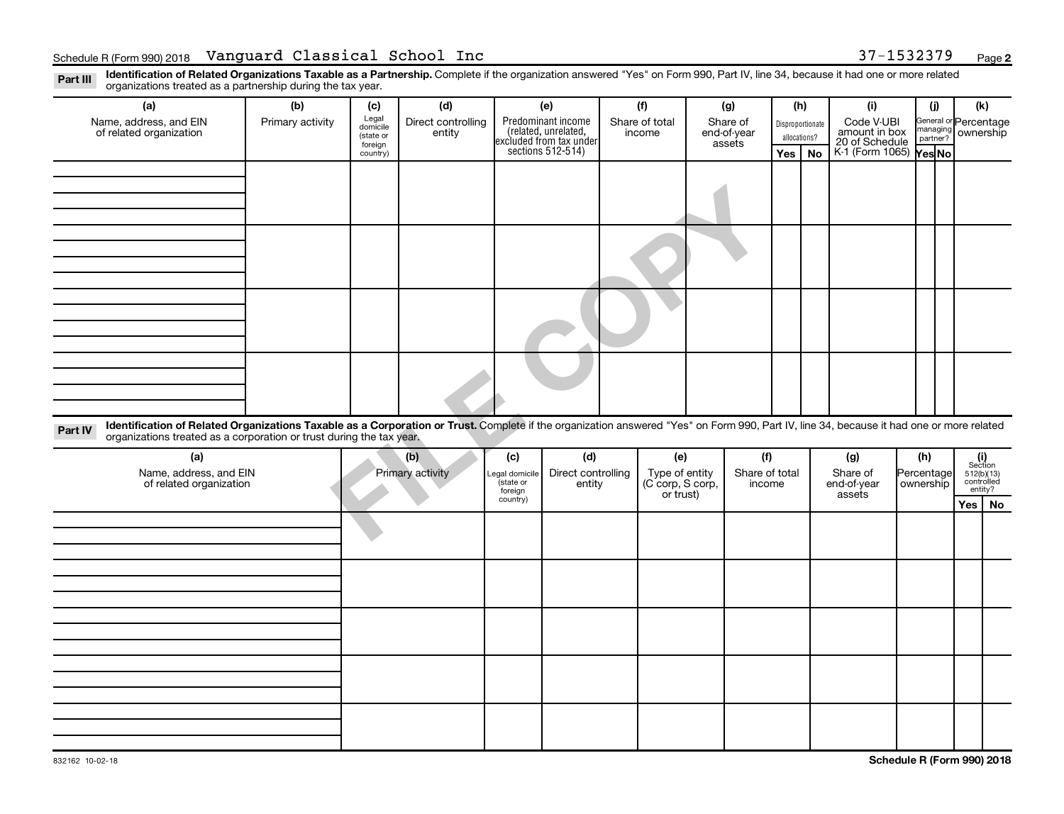Schedule R (Form 990) 2018 Vanguard Classical School Inc 37-1532379

**Part III** **Identification of Related Organizations Taxable as a Partnership.** Complete if the organization answered "Yes" on Form 990, Part IV, line 34, because it had one or more related organizations treated as a partnership during the tax year.

| (a) Name, address, and EIN of related organization | (b) Primary activity | (c) Legal domicile (state or foreign country) | (d) Direct controlling entity | (e) Predominant income (related, unrelated, excluded from tax under sections 512-514) | (f) Share of total income | (g) Share of end-of-year assets | (h) Disproportionate allocations? Yes | (h) No | (i) Code V-UBI amount in box 20 of Schedule K-1 (Form 1065) | (j) General or managing partner? Yes | (j) No | (k) Percentage ownership |
|---|---|---|---|---|---|---|---|---|---|---|---|---|
| | | | | | | | | | | | | |
| | | | | | | | | | | | | |
| | | | | | | | | | | | | |
| | | | | | | | | | | | | |

FILE COPY

**Part IV** **Identification of Related Organizations Taxable as a Corporation or Trust.** Complete if the organization answered "Yes" on Form 990, Part IV, line 34, because it had one or more related organizations treated as a corporation or trust during the tax year.

| (a) Name, address, and EIN of related organization | (b) Primary activity | (c) Legal domicile (state or foreign country) | (d) Direct controlling entity | (e) Type of entity (C corp, S corp, or trust) | (f) Share of total income | (g) Share of end-of-year assets | (h) Percentage ownership | (i) Section 512(b)(13) controlled entity? Yes | (i) No |
|---|---|---|---|---|---|---|---|---|---|
| | | | | | | | | | |
| | | | | | | | | | |
| | | | | | | | | | |
| | | | | | | | | | |
| | | | | | | | | | |

832162 10-02-18

**Schedule R (Form 990) 2018**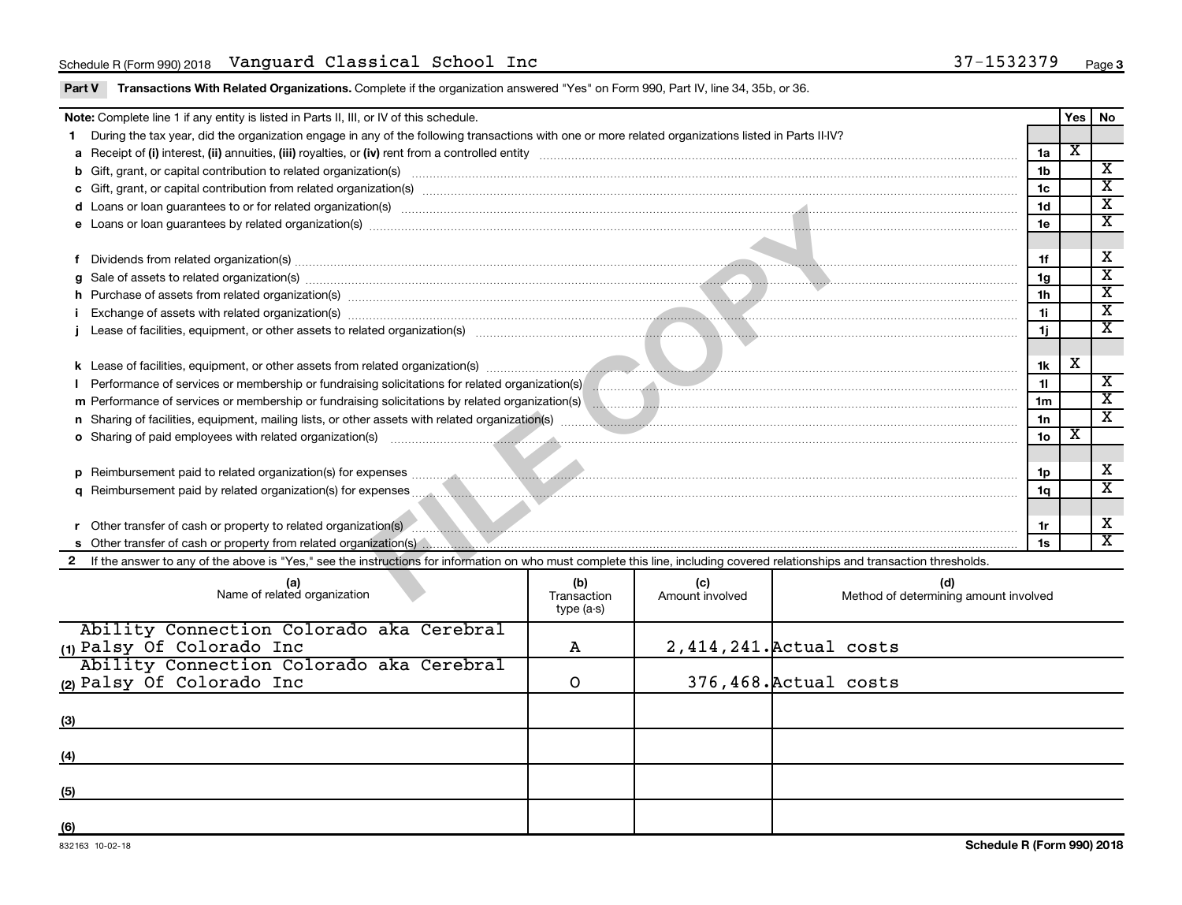Schedule R (Form 990) 2018 Vanguard Classical School Inc 37-1532379

**Part V Transactions With Related Organizations.** Complete if the organization answered "Yes" on Form 990, Part IV, line 34, 35b, or 36.

| **Note:** Complete line 1 if any entity is listed in Parts II, III, or IV of this schedule. | | Yes | No |
|---|---|---|---|
| **1** During the tax year, did the organization engage in any of the following transactions with one or more related organizations listed in Parts II-IV? | | | |
| **a** Receipt of **(i)** interest, **(ii)** annuities, **(iii)** royalties, or **(iv)** rent from a controlled entity | 1a | X | |
| **b** Gift, grant, or capital contribution to related organization(s) | 1b | | X |
| **c** Gift, grant, or capital contribution from related organization(s) | 1c | | X |
| **d** Loans or loan guarantees to or for related organization(s) | 1d | | X |
| **e** Loans or loan guarantees by related organization(s) | 1e | | X |
| **f** Dividends from related organization(s) | 1f | | X |
| **g** Sale of assets to related organization(s) | 1g | | X |
| **h** Purchase of assets from related organization(s) | 1h | | X |
| **i** Exchange of assets with related organization(s) | 1i | | X |
| **j** Lease of facilities, equipment, or other assets to related organization(s) | 1j | | X |
| **k** Lease of facilities, equipment, or other assets from related organization(s) | 1k | X | |
| **l** Performance of services or membership or fundraising solicitations for related organization(s) | 1l | | X |
| **m** Performance of services or membership or fundraising solicitations by related organization(s) | 1m | | X |
| **n** Sharing of facilities, equipment, mailing lists, or other assets with related organization(s) | 1n | | X |
| **o** Sharing of paid employees with related organization(s) | 1o | X | |
| **p** Reimbursement paid to related organization(s) for expenses | 1p | | X |
| **q** Reimbursement paid by related organization(s) for expenses | 1q | | X |
| **r** Other transfer of cash or property to related organization(s) | 1r | | X |
| **s** Other transfer of cash or property from related organization(s) | 1s | | X |

**2** If the answer to any of the above is "Yes," see the instructions for information on who must complete this line, including covered relationships and transaction thresholds.

| | (a) Name of related organization | (b) Transaction type (a-s) | (c) Amount involved | (d) Method of determining amount involved |
|---|---|---|---|---|
| (1) | Ability Connection Colorado aka Cerebral Palsy Of Colorado Inc | A | 2,414,241. | Actual costs |
| (2) | Ability Connection Colorado aka Cerebral Palsy Of Colorado Inc | O | 376,468. | Actual costs |
| (3) | | | | |
| (4) | | | | |
| (5) | | | | |
| (6) | | | | |

832163 10-02-18 **Schedule R (Form 990) 2018**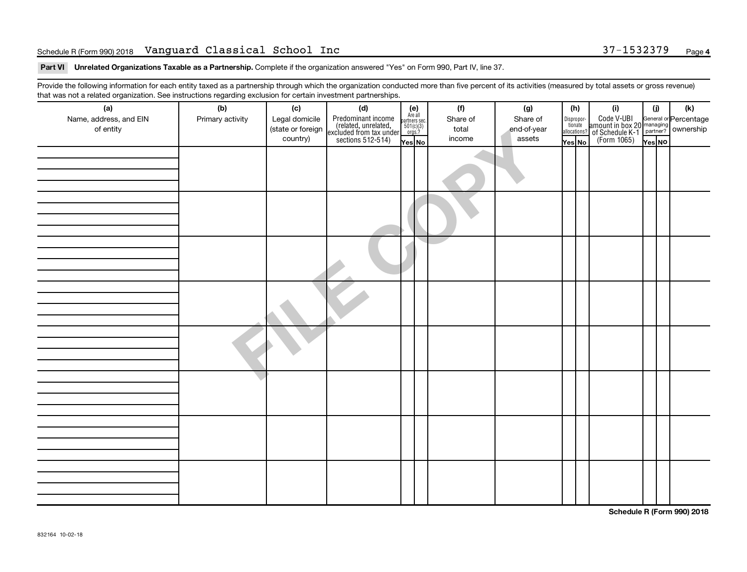Schedule R (Form 990) 2018 Vanguard Classical School Inc 37-1532379

**Part VI Unrelated Organizations Taxable as a Partnership.** Complete if the organization answered "Yes" on Form 990, Part IV, line 37.

Provide the following information for each entity taxed as a partnership through which the organization conducted more than five percent of its activities (measured by total assets or gross revenue) that was not a related organization. See instructions regarding exclusion for certain investment partnerships.

| (a) Name, address, and EIN of entity | (b) Primary activity | (c) Legal domicile (state or foreign country) | (d) Predominant income (related, unrelated, excluded from tax under sections 512-514) | (e) Are all partners sec. 501(c)(3) orgs.? | | (f) Share of total income | (g) Share of end-of-year assets | (h) Disproportionate allocations? | | (i) Code V-UBI amount in box 20 of Schedule K-1 (Form 1065) | (j) General or managing partner? | | (k) Percentage ownership |
|---|---|---|---|---|---|---|---|---|---|---|---|---|---|
| | | | | Yes | No | | | Yes | No | | Yes | No | |
| | | | | | | | | | | | | | |
| | | | | | | | | | | | | | |
| | | | | | | | | | | | | | |
| | | | | | | | | | | | | | |
| | | | | | | | | | | | | | |
| | | | | | | | | | | | | | |
| | | | | | | | | | | | | | |
| | | | | | | | | | | | | | |

FILE COPY

Schedule R (Form 990) 2018

832164 10-02-18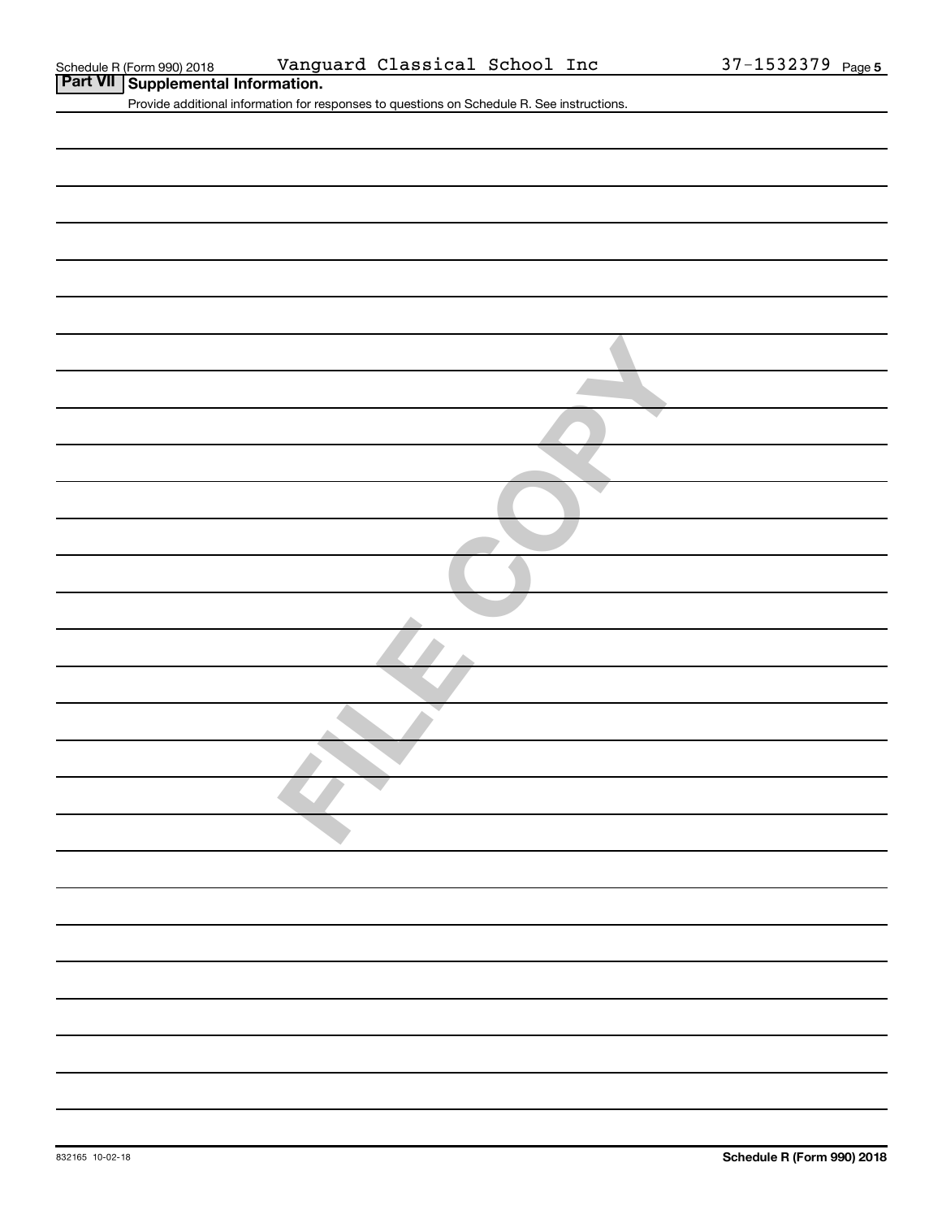Schedule R (Form 990) 2018 Vanguard Classical School Inc 37-1532379

## Part VII Supplemental Information.

Provide additional information for responses to questions on Schedule R. See instructions.

FILE COPY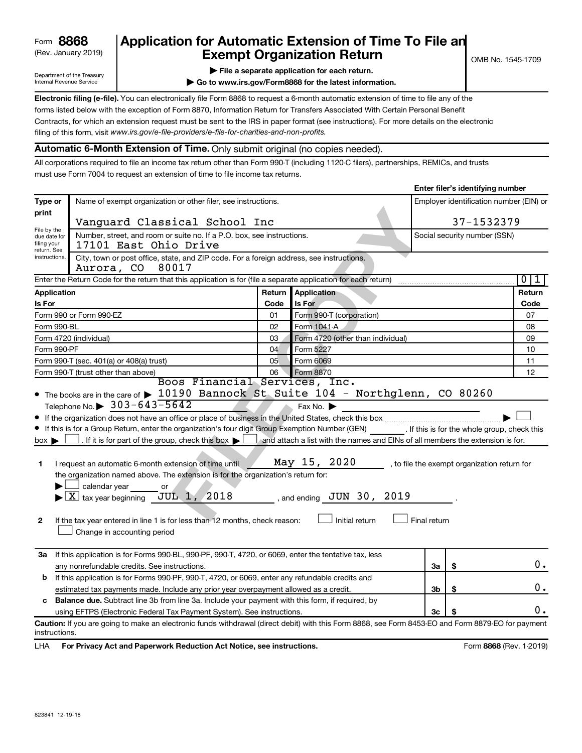Form **8868**
(Rev. January 2019)
Department of the Treasury
Internal Revenue Service

# Application for Automatic Extension of Time To File an Exempt Organization Return

▶ **File a separate application for each return.**
▶ **Go to www.irs.gov/Form8868 for the latest information.**

OMB No. 1545-1709

**Electronic filing (e-file).** You can electronically file Form 8868 to request a 6-month automatic extension of time to file any of the forms listed below with the exception of Form 8870, Information Return for Transfers Associated With Certain Personal Benefit Contracts, for which an extension request must be sent to the IRS in paper format (see instructions). For more details on the electronic filing of this form, visit *www.irs.gov/e-file-providers/e-file-for-charities-and-non-profits.*

## Automatic 6-Month Extension of Time. Only submit original (no copies needed).

All corporations required to file an income tax return other than Form 990-T (including 1120-C filers), partnerships, REMICs, and trusts must use Form 7004 to request an extension of time to file income tax returns.

**Enter filer's identifying number**

| Type or print | | |
|---|---|---|
| File by the due date for filing your return. See instructions. | Name of exempt organization or other filer, see instructions. Vanguard Classical School Inc | Employer identification number (EIN) or 37-1532379 |
| | Number, street, and room or suite no. If a P.O. box, see instructions. 17101 East Ohio Drive | Social security number (SSN) |
| | City, town or post office, state, and ZIP code. For a foreign address, see instructions. Aurora, CO 80017 | |

Enter the Return Code for the return that this application is for (file a separate application for each return) .......... 0 1

| Application Is For | Return Code | Application Is For | Return Code |
|---|---|---|---|
| Form 990 or Form 990-EZ | 01 | Form 990-T (corporation) | 07 |
| Form 990-BL | 02 | Form 1041-A | 08 |
| Form 4720 (individual) | 03 | Form 4720 (other than individual) | 09 |
| Form 990-PF | 04 | Form 5227 | 10 |
| Form 990-T (sec. 401(a) or 408(a) trust) | 05 | Form 6069 | 11 |
| Form 990-T (trust other than above) | 06 | Form 8870 | 12 |

- The books are in the care of ▶ Boos Financial Services, Inc. 10190 Bannock St Suite 104 - Northglenn, CO 80260
  Telephone No. ▶ 303-643-5642 Fax No. ▶
- If the organization does not have an office or place of business in the United States, check this box .......... ▶ ☐
- If this is for a Group Return, enter the organization's four digit Group Exemption Number (GEN) ______ . If this is for the whole group, check this box ▶ ☐ . If it is for part of the group, check this box ▶ ☐ and attach a list with the names and EINs of all members the extension is for.

**1** I request an automatic 6-month extension of time until May 15, 2020 , to file the exempt organization return for the organization named above. The extension is for the organization's return for:
▶ ☐ calendar year ______ or
▶ ☒ tax year beginning JUL 1, 2018 , and ending JUN 30, 2019 .

**2** If the tax year entered in line 1 is for less than 12 months, check reason: ☐ Initial return ☐ Final return
☐ Change in accounting period

| | | | |
|---|---|---|---|
| **3a** | If this application is for Forms 990-BL, 990-PF, 990-T, 4720, or 6069, enter the tentative tax, less any nonrefundable credits. See instructions. | 3a | $ 0. |
| **b** | If this application is for Forms 990-PF, 990-T, 4720, or 6069, enter any refundable credits and estimated tax payments made. Include any prior year overpayment allowed as a credit. | 3b | $ 0. |
| **c** | **Balance due.** Subtract line 3b from line 3a. Include your payment with this form, if required, by using EFTPS (Electronic Federal Tax Payment System). See instructions. | 3c | $ 0. |

**Caution:** If you are going to make an electronic funds withdrawal (direct debit) with this Form 8868, see Form 8453-EO and Form 8879-EO for payment instructions.

LHA **For Privacy Act and Paperwork Reduction Act Notice, see instructions.** Form **8868** (Rev. 1-2019)

823841 12-19-18